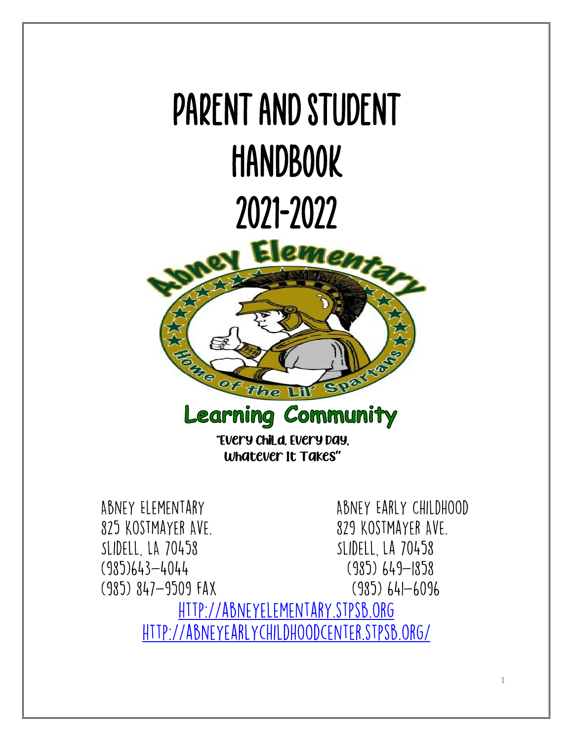# PARENT AND STUDENT HANDBOOK 2021-2022

Abney Elementary

Home of the Lil' Spartans

**Learning Community**

"Every Child, Every Day, Whatever It Takes"

ABNEY ELEMENTARY
825 KOSTMAYER AVE.
SLIDELL, LA 70458
(985)643-4044
(985) 847-9509 FAX

ABNEY EARLY CHILDHOOD
829 KOSTMAYER AVE.
SLIDELL, LA 70458
(985) 649-1858
(985) 641-6096

[HTTP://ABNEYELEMENTARY.STPSB.ORG](http://abneyelementary.stpsb.org)

[HTTP://ABNEYEARLYCHILDHOODCENTER.STPSB.ORG/](http://abneyearlychildhoodcenter.stpsb.org/)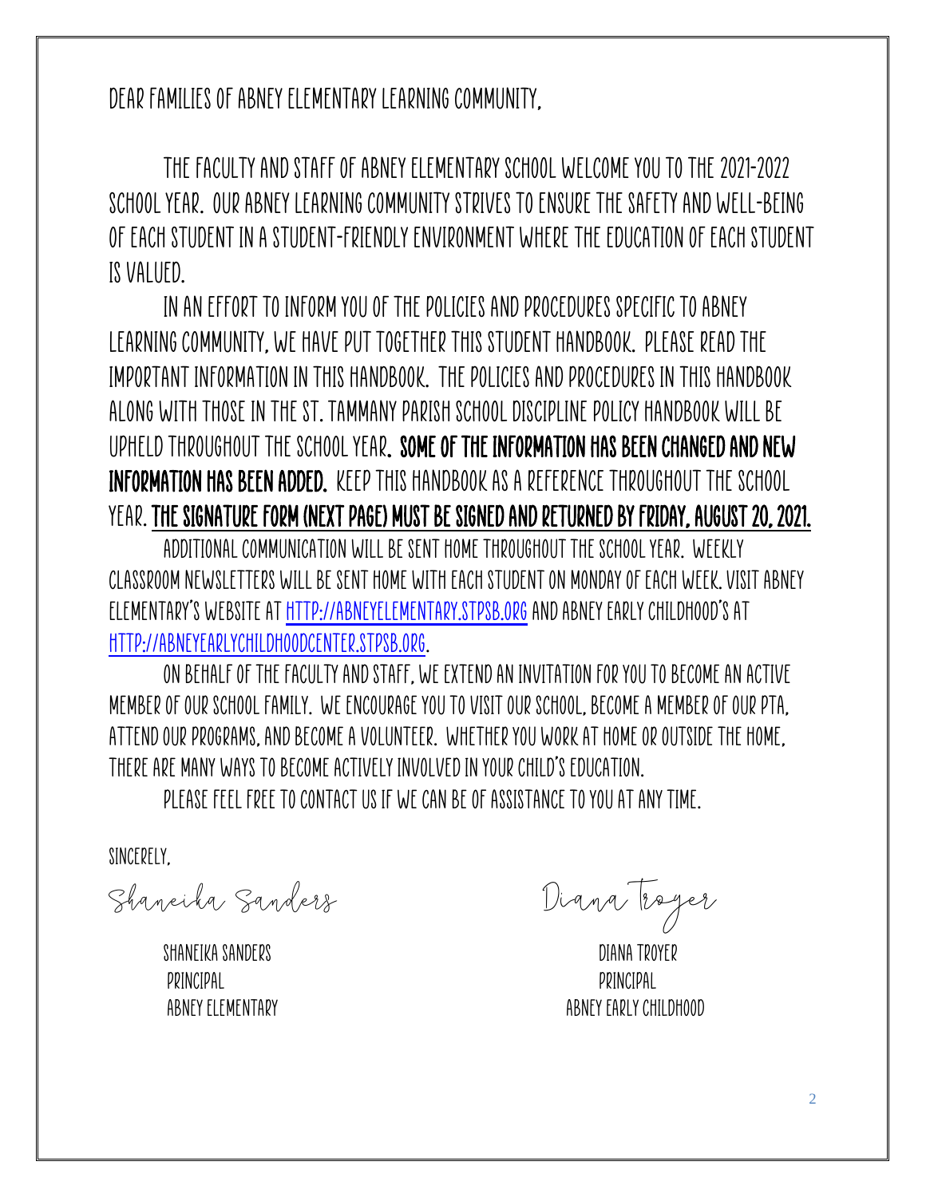Dear Families of Abney Elementary Learning Community,

The faculty and staff of Abney Elementary School welcome you to the 2021-2022 school year. Our Abney Learning Community strives to ensure the safety and well-being of each student in a student-friendly environment where the education of each student is valued.

In an effort to inform you of the policies and procedures specific to Abney Learning Community, we have put together this student handbook. Please read the important information in this handbook. The policies and procedures in this handbook along with those in the St. Tammany Parish School Discipline Policy Handbook will be upheld throughout the school year. **Some of the information has been changed and new information has been added.** Keep this handbook as a reference throughout the school year. **The signature form (next page) must be signed and returned by Friday, August 20, 2021.**

Additional communication will be sent home throughout the school year. Weekly classroom newsletters will be sent home with each student on Monday of each week. Visit Abney Elementary's website at http://abneyelementary.stpsb.org and Abney Early Childhood's at http://abneyearlychildhoodcenter.stpsb.org.

On behalf of the faculty and staff, we extend an invitation for you to become an active member of our school family. We encourage you to visit our school, become a member of our PTA, attend our programs, and become a volunteer. Whether you work at home or outside the home, there are many ways to become actively involved in your child's education.

Please feel free to contact us if we can be of assistance to you at any time.

Sincerely,

*Shaneika Sanders*

Shaneika Sanders
Principal
Abney Elementary

*Diana Troyer*

Diana Troyer
Principal
Abney Early Childhood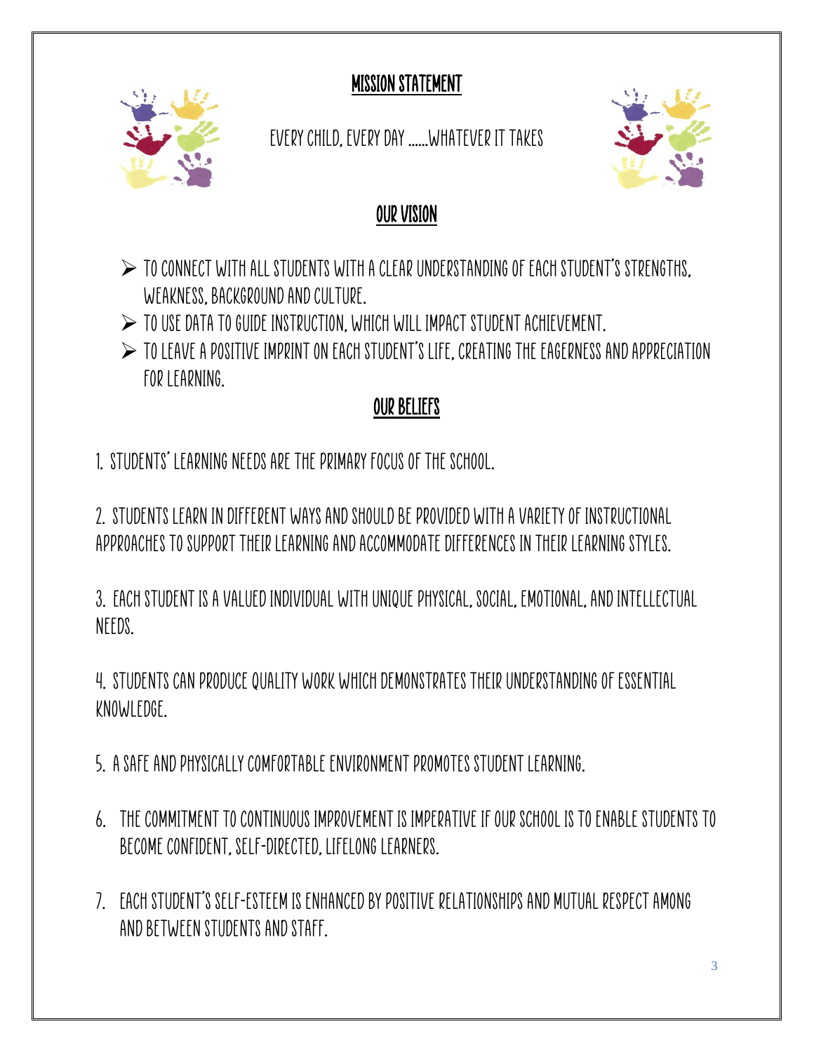## MISSION STATEMENT

EVERY CHILD, EVERY DAY ……WHATEVER IT TAKES

## OUR VISION

- TO CONNECT WITH ALL STUDENTS WITH A CLEAR UNDERSTANDING OF EACH STUDENT'S STRENGTHS, WEAKNESS, BACKGROUND AND CULTURE.
- TO USE DATA TO GUIDE INSTRUCTION, WHICH WILL IMPACT STUDENT ACHIEVEMENT.
- TO LEAVE A POSITIVE IMPRINT ON EACH STUDENT'S LIFE, CREATING THE EAGERNESS AND APPRECIATION FOR LEARNING.

## OUR BELIEFS

1. STUDENTS' LEARNING NEEDS ARE THE PRIMARY FOCUS OF THE SCHOOL.

2. STUDENTS LEARN IN DIFFERENT WAYS AND SHOULD BE PROVIDED WITH A VARIETY OF INSTRUCTIONAL APPROACHES TO SUPPORT THEIR LEARNING AND ACCOMMODATE DIFFERENCES IN THEIR LEARNING STYLES.

3. EACH STUDENT IS A VALUED INDIVIDUAL WITH UNIQUE PHYSICAL, SOCIAL, EMOTIONAL, AND INTELLECTUAL NEEDS.

4. STUDENTS CAN PRODUCE QUALITY WORK WHICH DEMONSTRATES THEIR UNDERSTANDING OF ESSENTIAL KNOWLEDGE.

5. A SAFE AND PHYSICALLY COMFORTABLE ENVIRONMENT PROMOTES STUDENT LEARNING.

6. THE COMMITMENT TO CONTINUOUS IMPROVEMENT IS IMPERATIVE IF OUR SCHOOL IS TO ENABLE STUDENTS TO BECOME CONFIDENT, SELF-DIRECTED, LIFELONG LEARNERS.

7. EACH STUDENT'S SELF-ESTEEM IS ENHANCED BY POSITIVE RELATIONSHIPS AND MUTUAL RESPECT AMONG AND BETWEEN STUDENTS AND STAFF.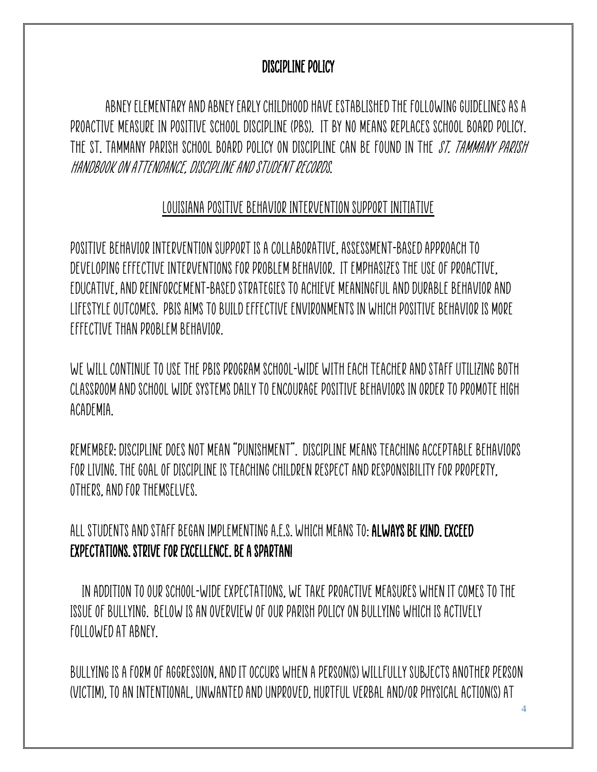## DISCIPLINE POLICY

ABNEY ELEMENTARY AND ABNEY EARLY CHILDHOOD HAVE ESTABLISHED THE FOLLOWING GUIDELINES AS A PROACTIVE MEASURE IN POSITIVE SCHOOL DISCIPLINE (PBS). IT BY NO MEANS REPLACES SCHOOL BOARD POLICY. THE ST. TAMMANY PARISH SCHOOL BOARD POLICY ON DISCIPLINE CAN BE FOUND IN THE *ST. TAMMANY PARISH HANDBOOK ON ATTENDANCE, DISCIPLINE AND STUDENT RECORDS.*

### LOUISIANA POSITIVE BEHAVIOR INTERVENTION SUPPORT INITIATIVE

POSITIVE BEHAVIOR INTERVENTION SUPPORT IS A COLLABORATIVE, ASSESSMENT-BASED APPROACH TO DEVELOPING EFFECTIVE INTERVENTIONS FOR PROBLEM BEHAVIOR. IT EMPHASIZES THE USE OF PROACTIVE, EDUCATIVE, AND REINFORCEMENT-BASED STRATEGIES TO ACHIEVE MEANINGFUL AND DURABLE BEHAVIOR AND LIFESTYLE OUTCOMES. PBIS AIMS TO BUILD EFFECTIVE ENVIRONMENTS IN WHICH POSITIVE BEHAVIOR IS MORE EFFECTIVE THAN PROBLEM BEHAVIOR.

WE WILL CONTINUE TO USE THE PBIS PROGRAM SCHOOL-WIDE WITH EACH TEACHER AND STAFF UTILIZING BOTH CLASSROOM AND SCHOOL WIDE SYSTEMS DAILY TO ENCOURAGE POSITIVE BEHAVIORS IN ORDER TO PROMOTE HIGH ACADEMIA.

REMEMBER: DISCIPLINE DOES NOT MEAN "PUNISHMENT". DISCIPLINE MEANS TEACHING ACCEPTABLE BEHAVIORS FOR LIVING. THE GOAL OF DISCIPLINE IS TEACHING CHILDREN RESPECT AND RESPONSIBILITY FOR PROPERTY, OTHERS, AND FOR THEMSELVES.

ALL STUDENTS AND STAFF BEGAN IMPLEMENTING A.E.S. WHICH MEANS TO: **ALWAYS BE KIND. EXCEED EXPECTATIONS. STRIVE FOR EXCELLENCE. BE A SPARTAN!**

IN ADDITION TO OUR SCHOOL-WIDE EXPECTATIONS, WE TAKE PROACTIVE MEASURES WHEN IT COMES TO THE ISSUE OF BULLYING. BELOW IS AN OVERVIEW OF OUR PARISH POLICY ON BULLYING WHICH IS ACTIVELY FOLLOWED AT ABNEY.

BULLYING IS A FORM OF AGGRESSION, AND IT OCCURS WHEN A PERSON(S) WILLFULLY SUBJECTS ANOTHER PERSON (VICTIM), TO AN INTENTIONAL, UNWANTED AND UNPROVED, HURTFUL VERBAL AND/OR PHYSICAL ACTION(S) AT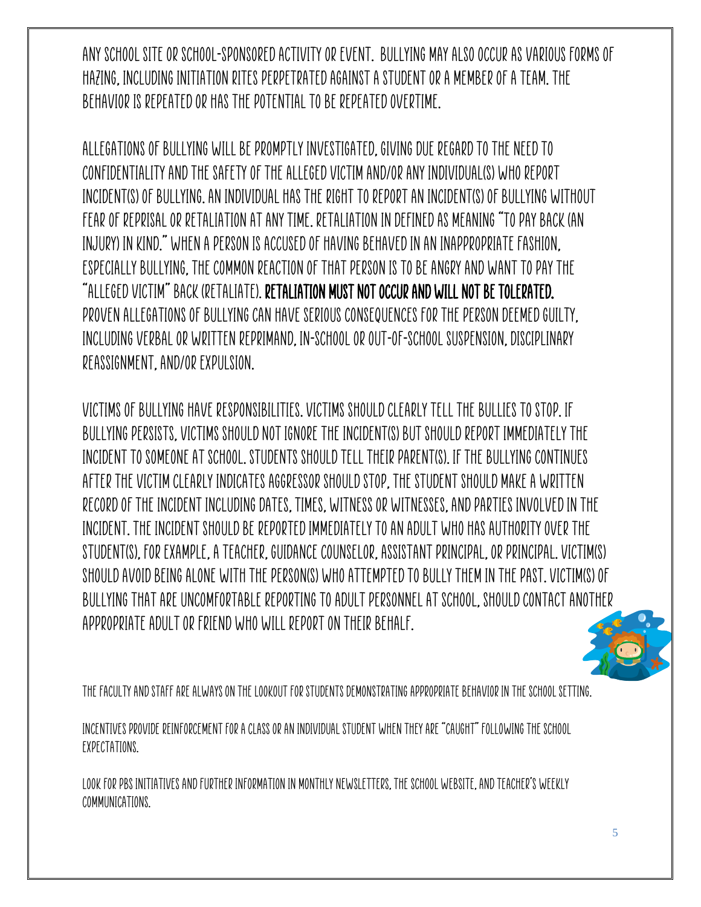ANY SCHOOL SITE OR SCHOOL-SPONSORED ACTIVITY OR EVENT. BULLYING MAY ALSO OCCUR AS VARIOUS FORMS OF HAZING, INCLUDING INITIATION RITES PERPETRATED AGAINST A STUDENT OR A MEMBER OF A TEAM. THE BEHAVIOR IS REPEATED OR HAS THE POTENTIAL TO BE REPEATED OVERTIME.

ALLEGATIONS OF BULLYING WILL BE PROMPTLY INVESTIGATED, GIVING DUE REGARD TO THE NEED TO CONFIDENTIALITY AND THE SAFETY OF THE ALLEGED VICTIM AND/OR ANY INDIVIDUAL(S) WHO REPORT INCIDENT(S) OF BULLYING. AN INDIVIDUAL HAS THE RIGHT TO REPORT AN INCIDENT(S) OF BULLYING WITHOUT FEAR OF REPRISAL OR RETALIATION AT ANY TIME. RETALIATION IN DEFINED AS MEANING "TO PAY BACK (AN INJURY) IN KIND." WHEN A PERSON IS ACCUSED OF HAVING BEHAVED IN AN INAPPROPRIATE FASHION, ESPECIALLY BULLYING, THE COMMON REACTION OF THAT PERSON IS TO BE ANGRY AND WANT TO PAY THE "ALLEGED VICTIM" BACK (RETALIATE). **RETALIATION MUST NOT OCCUR AND WILL NOT BE TOLERATED.** PROVEN ALLEGATIONS OF BULLYING CAN HAVE SERIOUS CONSEQUENCES FOR THE PERSON DEEMED GUILTY, INCLUDING VERBAL OR WRITTEN REPRIMAND, IN-SCHOOL OR OUT-OF-SCHOOL SUSPENSION, DISCIPLINARY REASSIGNMENT, AND/OR EXPULSION.

VICTIMS OF BULLYING HAVE RESPONSIBILITIES. VICTIMS SHOULD CLEARLY TELL THE BULLIES TO STOP. IF BULLYING PERSISTS, VICTIMS SHOULD NOT IGNORE THE INCIDENT(S) BUT SHOULD REPORT IMMEDIATELY THE INCIDENT TO SOMEONE AT SCHOOL. STUDENTS SHOULD TELL THEIR PARENT(S). IF THE BULLYING CONTINUES AFTER THE VICTIM CLEARLY INDICATES AGGRESSOR SHOULD STOP, THE STUDENT SHOULD MAKE A WRITTEN RECORD OF THE INCIDENT INCLUDING DATES, TIMES, WITNESS OR WITNESSES, AND PARTIES INVOLVED IN THE INCIDENT. THE INCIDENT SHOULD BE REPORTED IMMEDIATELY TO AN ADULT WHO HAS AUTHORITY OVER THE STUDENT(S), FOR EXAMPLE, A TEACHER, GUIDANCE COUNSELOR, ASSISTANT PRINCIPAL, OR PRINCIPAL. VICTIM(S) SHOULD AVOID BEING ALONE WITH THE PERSON(S) WHO ATTEMPTED TO BULLY THEM IN THE PAST. VICTIM(S) OF BULLYING THAT ARE UNCOMFORTABLE REPORTING TO ADULT PERSONNEL AT SCHOOL, SHOULD CONTACT ANOTHER APPROPRIATE ADULT OR FRIEND WHO WILL REPORT ON THEIR BEHALF.

THE FACULTY AND STAFF ARE ALWAYS ON THE LOOKOUT FOR STUDENTS DEMONSTRATING APPROPRIATE BEHAVIOR IN THE SCHOOL SETTING.

INCENTIVES PROVIDE REINFORCEMENT FOR A CLASS OR AN INDIVIDUAL STUDENT WHEN THEY ARE "CAUGHT" FOLLOWING THE SCHOOL EXPECTATIONS.

LOOK FOR PBS INITIATIVES AND FURTHER INFORMATION IN MONTHLY NEWSLETTERS, THE SCHOOL WEBSITE, AND TEACHER'S WEEKLY COMMUNICATIONS.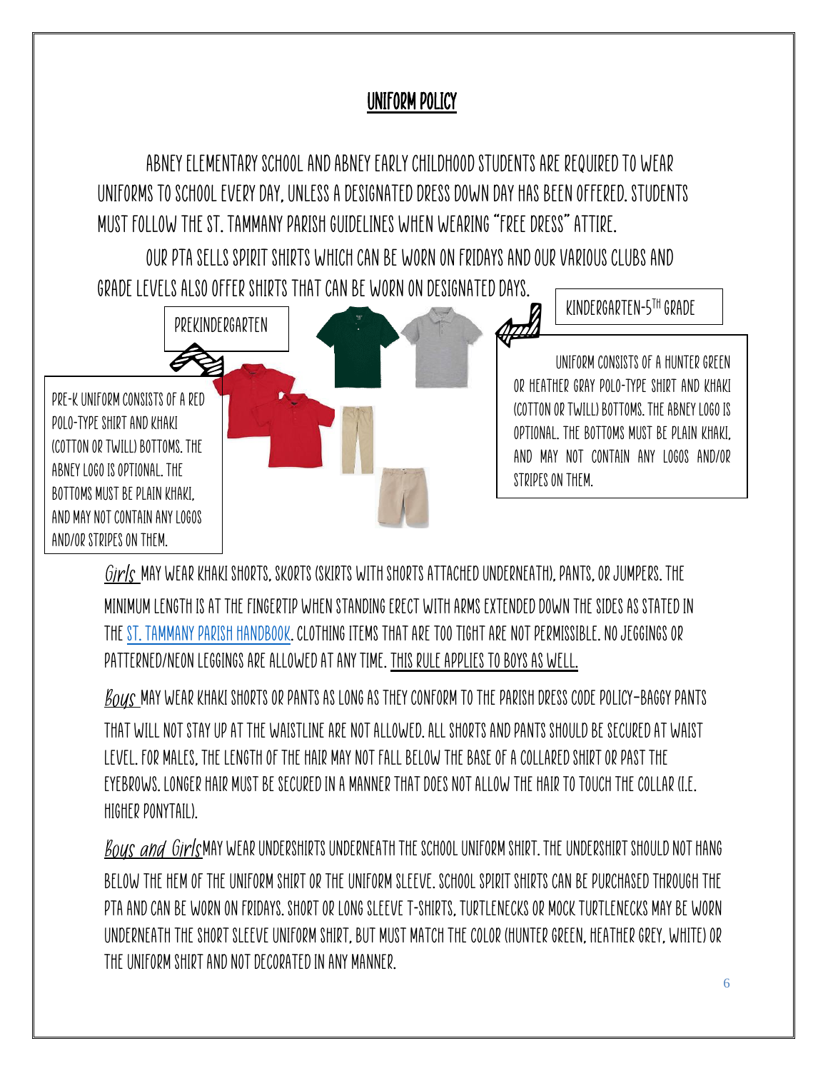## UNIFORM POLICY

Abney Elementary School and Abney Early Childhood students are required to wear uniforms to school every day, unless a designated dress down day has been offered. Students must follow the St. Tammany Parish guidelines when wearing "free dress" attire.

Our PTA sells spirit shirts which can be worn on Fridays and our various clubs and grade levels also offer shirts that can be worn on designated days.

**PREKINDERGARTEN**

Pre-K uniform consists of a red polo-type shirt and khaki (cotton or twill) bottoms. The Abney logo is optional. The bottoms must be plain khaki, and may not contain any logos and/or stripes on them.

**KINDERGARTEN-5TH GRADE**

Uniform consists of a hunter green or heather gray polo-type shirt and khaki (cotton or twill) bottoms. The Abney logo is optional. The bottoms must be plain khaki, and may not contain any logos and/or stripes on them.

*Girls* may wear khaki shorts, skorts (skirts with shorts attached underneath), pants, or jumpers. The minimum length is at the fingertip when standing erect with arms extended down the sides as stated in the [St. Tammany Parish Handbook](). Clothing items that are too tight are not permissible. No jeggings or patterned/neon leggings are allowed at any time. This rule applies to boys as well.

*Boys* may wear khaki shorts or pants as long as they conform to the parish dress code policy–baggy pants that will not stay up at the waistline are not allowed. All shorts and pants should be secured at waist level. For males, the length of the hair may not fall below the base of a collared shirt or past the eyebrows. Longer hair must be secured in a manner that does not allow the hair to touch the collar (i.e. higher ponytail).

*Boys and Girls* may wear undershirts underneath the school uniform shirt. The undershirt should not hang below the hem of the uniform shirt or the uniform sleeve. School spirit shirts can be purchased through the PTA and can be worn on Fridays. Short or long sleeve t-shirts, turtlenecks or mock turtlenecks may be worn underneath the short sleeve uniform shirt, but must match the color (hunter green, heather grey, white) or the uniform shirt and not decorated in any manner.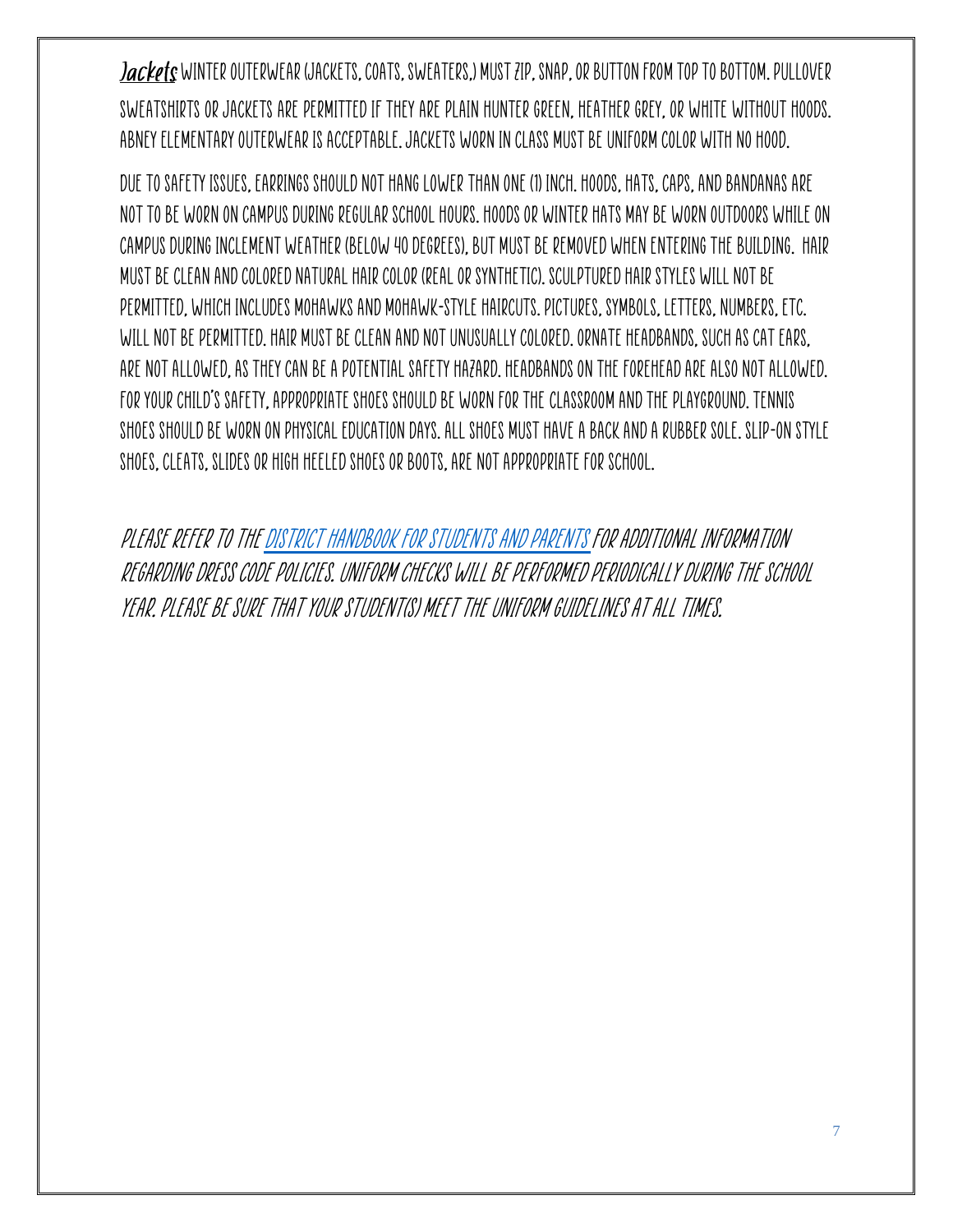**Jackets**: WINTER OUTERWEAR (JACKETS, COATS, SWEATERS,) MUST ZIP, SNAP, OR BUTTON FROM TOP TO BOTTOM. PULLOVER SWEATSHIRTS OR JACKETS ARE PERMITTED IF THEY ARE PLAIN HUNTER GREEN, HEATHER GREY, OR WHITE WITHOUT HOODS. ABNEY ELEMENTARY OUTERWEAR IS ACCEPTABLE. JACKETS WORN IN CLASS MUST BE UNIFORM COLOR WITH NO HOOD.

DUE TO SAFETY ISSUES, EARRINGS SHOULD NOT HANG LOWER THAN ONE (1) INCH. HOODS, HATS, CAPS, AND BANDANAS ARE NOT TO BE WORN ON CAMPUS DURING REGULAR SCHOOL HOURS. HOODS OR WINTER HATS MAY BE WORN OUTDOORS WHILE ON CAMPUS DURING INCLEMENT WEATHER (BELOW 40 DEGREES), BUT MUST BE REMOVED WHEN ENTERING THE BUILDING. HAIR MUST BE CLEAN AND COLORED NATURAL HAIR COLOR (REAL OR SYNTHETIC). SCULPTURED HAIR STYLES WILL NOT BE PERMITTED, WHICH INCLUDES MOHAWKS AND MOHAWK-STYLE HAIRCUTS. PICTURES, SYMBOLS, LETTERS, NUMBERS, ETC. WILL NOT BE PERMITTED. HAIR MUST BE CLEAN AND NOT UNUSUALLY COLORED. ORNATE HEADBANDS, SUCH AS CAT EARS, ARE NOT ALLOWED, AS THEY CAN BE A POTENTIAL SAFETY HAZARD. HEADBANDS ON THE FOREHEAD ARE ALSO NOT ALLOWED. FOR YOUR CHILD'S SAFETY, APPROPRIATE SHOES SHOULD BE WORN FOR THE CLASSROOM AND THE PLAYGROUND. TENNIS SHOES SHOULD BE WORN ON PHYSICAL EDUCATION DAYS. ALL SHOES MUST HAVE A BACK AND A RUBBER SOLE. SLIP-ON STYLE SHOES, CLEATS, SLIDES OR HIGH HEELED SHOES OR BOOTS, ARE NOT APPROPRIATE FOR SCHOOL.

*PLEASE REFER TO THE [DISTRICT HANDBOOK FOR STUDENTS AND PARENTS] FOR ADDITIONAL INFORMATION REGARDING DRESS CODE POLICIES. UNIFORM CHECKS WILL BE PERFORMED PERIODICALLY DURING THE SCHOOL YEAR. PLEASE BE SURE THAT YOUR STUDENT(S) MEET THE UNIFORM GUIDELINES AT ALL TIMES.*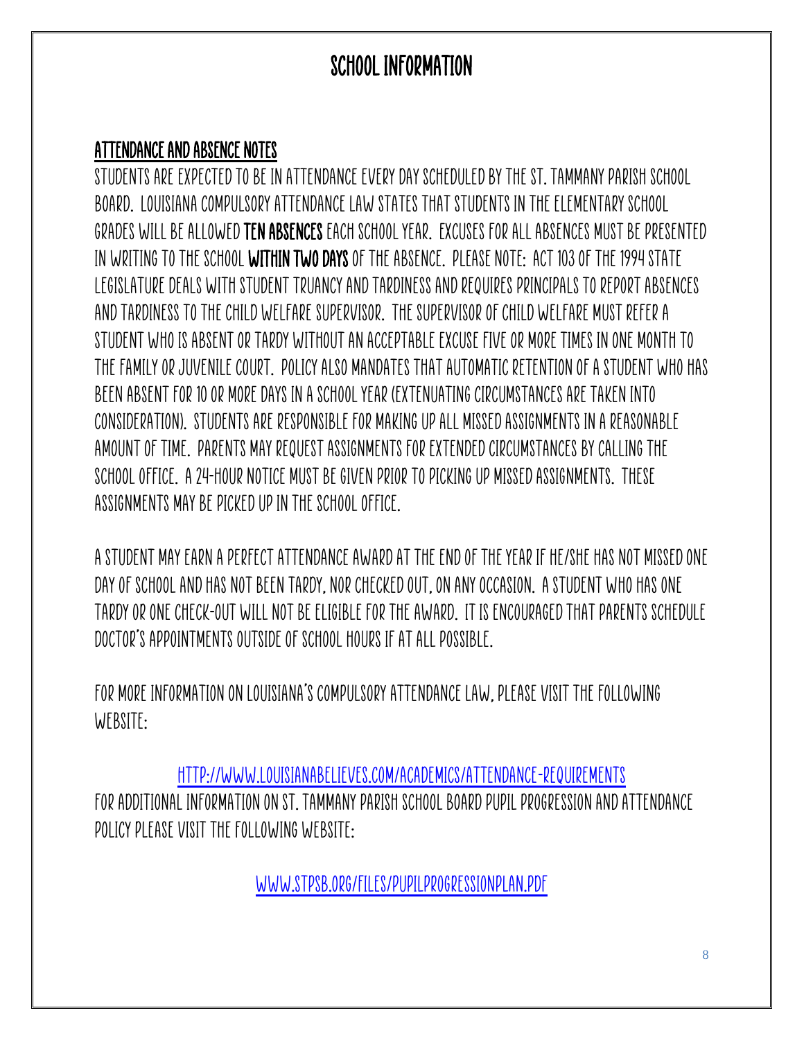# SCHOOL INFORMATION

## ATTENDANCE AND ABSENCE NOTES

STUDENTS ARE EXPECTED TO BE IN ATTENDANCE EVERY DAY SCHEDULED BY THE ST. TAMMANY PARISH SCHOOL BOARD. LOUISIANA COMPULSORY ATTENDANCE LAW STATES THAT STUDENTS IN THE ELEMENTARY SCHOOL GRADES WILL BE ALLOWED **TEN ABSENCES** EACH SCHOOL YEAR. EXCUSES FOR ALL ABSENCES MUST BE PRESENTED IN WRITING TO THE SCHOOL **WITHIN TWO DAYS** OF THE ABSENCE. PLEASE NOTE: ACT 103 OF THE 1994 STATE LEGISLATURE DEALS WITH STUDENT TRUANCY AND TARDINESS AND REQUIRES PRINCIPALS TO REPORT ABSENCES AND TARDINESS TO THE CHILD WELFARE SUPERVISOR. THE SUPERVISOR OF CHILD WELFARE MUST REFER A STUDENT WHO IS ABSENT OR TARDY WITHOUT AN ACCEPTABLE EXCUSE FIVE OR MORE TIMES IN ONE MONTH TO THE FAMILY OR JUVENILE COURT. POLICY ALSO MANDATES THAT AUTOMATIC RETENTION OF A STUDENT WHO HAS BEEN ABSENT FOR 10 OR MORE DAYS IN A SCHOOL YEAR (EXTENUATING CIRCUMSTANCES ARE TAKEN INTO CONSIDERATION). STUDENTS ARE RESPONSIBLE FOR MAKING UP ALL MISSED ASSIGNMENTS IN A REASONABLE AMOUNT OF TIME. PARENTS MAY REQUEST ASSIGNMENTS FOR EXTENDED CIRCUMSTANCES BY CALLING THE SCHOOL OFFICE. A 24-HOUR NOTICE MUST BE GIVEN PRIOR TO PICKING UP MISSED ASSIGNMENTS. THESE ASSIGNMENTS MAY BE PICKED UP IN THE SCHOOL OFFICE.

A STUDENT MAY EARN A PERFECT ATTENDANCE AWARD AT THE END OF THE YEAR IF HE/SHE HAS NOT MISSED ONE DAY OF SCHOOL AND HAS NOT BEEN TARDY, NOR CHECKED OUT, ON ANY OCCASION. A STUDENT WHO HAS ONE TARDY OR ONE CHECK-OUT WILL NOT BE ELIGIBLE FOR THE AWARD. IT IS ENCOURAGED THAT PARENTS SCHEDULE DOCTOR'S APPOINTMENTS OUTSIDE OF SCHOOL HOURS IF AT ALL POSSIBLE.

FOR MORE INFORMATION ON LOUISIANA'S COMPULSORY ATTENDANCE LAW, PLEASE VISIT THE FOLLOWING WEBSITE:

HTTP://WWW.LOUISIANABELIEVES.COM/ACADEMICS/ATTENDANCE-REQUIREMENTS

FOR ADDITIONAL INFORMATION ON ST. TAMMANY PARISH SCHOOL BOARD PUPIL PROGRESSION AND ATTENDANCE POLICY PLEASE VISIT THE FOLLOWING WEBSITE:

WWW.STPSB.ORG/FILES/PUPILPROGRESSIONPLAN.PDF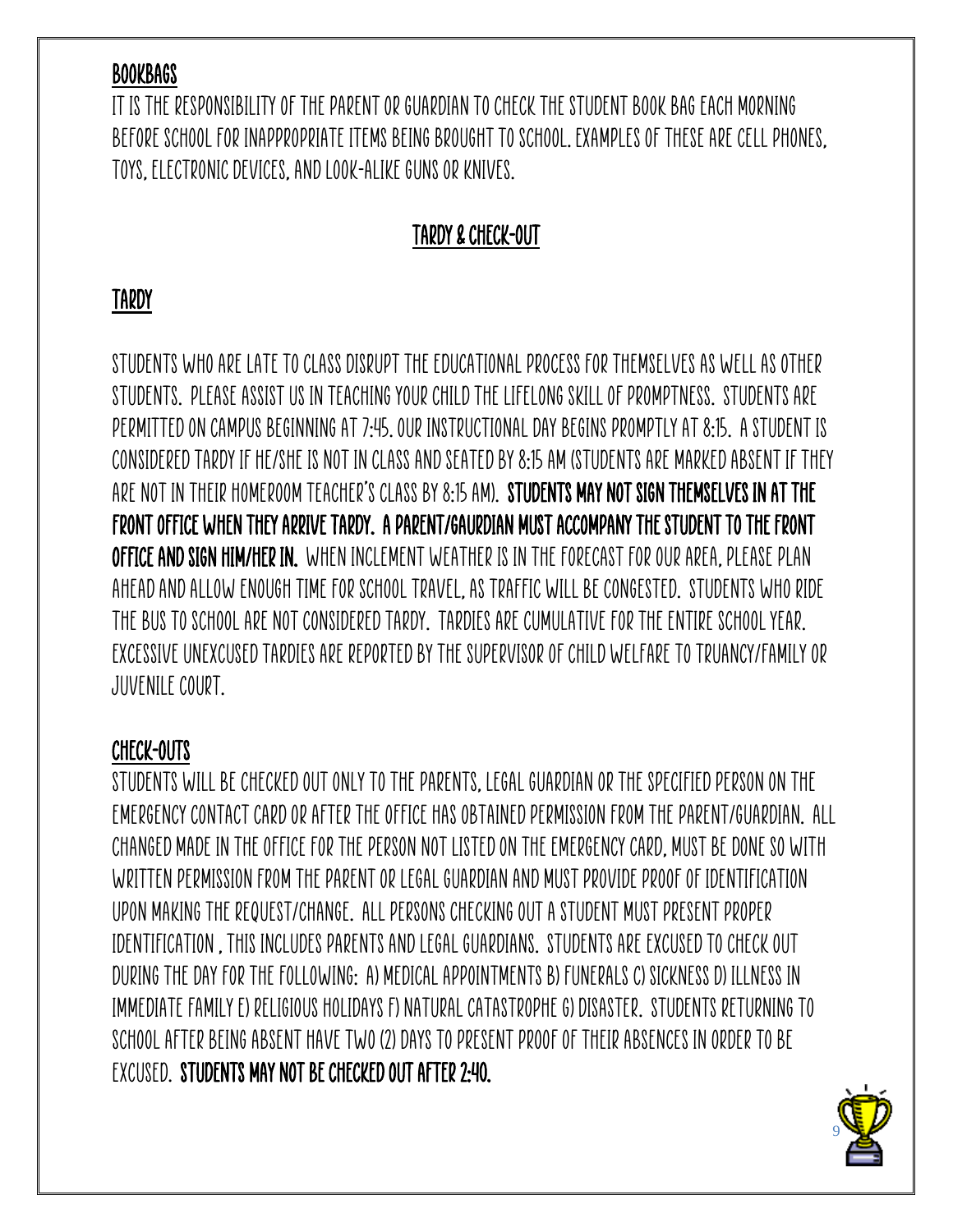## BOOKBAGS

IT IS THE RESPONSIBILITY OF THE PARENT OR GUARDIAN TO CHECK THE STUDENT BOOK BAG EACH MORNING BEFORE SCHOOL FOR INAPPROPRIATE ITEMS BEING BROUGHT TO SCHOOL. EXAMPLES OF THESE ARE CELL PHONES, TOYS, ELECTRONIC DEVICES, AND LOOK-ALIKE GUNS OR KNIVES.

## TARDY & CHECK-OUT

## TARDY

STUDENTS WHO ARE LATE TO CLASS DISRUPT THE EDUCATIONAL PROCESS FOR THEMSELVES AS WELL AS OTHER STUDENTS. PLEASE ASSIST US IN TEACHING YOUR CHILD THE LIFELONG SKILL OF PROMPTNESS. STUDENTS ARE PERMITTED ON CAMPUS BEGINNING AT 7:45. OUR INSTRUCTIONAL DAY BEGINS PROMPTLY AT 8:15. A STUDENT IS CONSIDERED TARDY IF HE/SHE IS NOT IN CLASS AND SEATED BY 8:15 AM (STUDENTS ARE MARKED ABSENT IF THEY ARE NOT IN THEIR HOMEROOM TEACHER'S CLASS BY 8:15 AM). **STUDENTS MAY NOT SIGN THEMSELVES IN AT THE FRONT OFFICE WHEN THEY ARRIVE TARDY. A PARENT/GAURDIAN MUST ACCOMPANY THE STUDENT TO THE FRONT OFFICE AND SIGN HIM/HER IN.** WHEN INCLEMENT WEATHER IS IN THE FORECAST FOR OUR AREA, PLEASE PLAN AHEAD AND ALLOW ENOUGH TIME FOR SCHOOL TRAVEL, AS TRAFFIC WILL BE CONGESTED. STUDENTS WHO RIDE THE BUS TO SCHOOL ARE NOT CONSIDERED TARDY. TARDIES ARE CUMULATIVE FOR THE ENTIRE SCHOOL YEAR. EXCESSIVE UNEXCUSED TARDIES ARE REPORTED BY THE SUPERVISOR OF CHILD WELFARE TO TRUANCY/FAMILY OR JUVENILE COURT.

## CHECK-OUTS

STUDENTS WILL BE CHECKED OUT ONLY TO THE PARENTS, LEGAL GUARDIAN OR THE SPECIFIED PERSON ON THE EMERGENCY CONTACT CARD OR AFTER THE OFFICE HAS OBTAINED PERMISSION FROM THE PARENT/GUARDIAN. ALL CHANGED MADE IN THE OFFICE FOR THE PERSON NOT LISTED ON THE EMERGENCY CARD, MUST BE DONE SO WITH WRITTEN PERMISSION FROM THE PARENT OR LEGAL GUARDIAN AND MUST PROVIDE PROOF OF IDENTIFICATION UPON MAKING THE REQUEST/CHANGE. ALL PERSONS CHECKING OUT A STUDENT MUST PRESENT PROPER IDENTIFICATION , THIS INCLUDES PARENTS AND LEGAL GUARDIANS. STUDENTS ARE EXCUSED TO CHECK OUT DURING THE DAY FOR THE FOLLOWING: A) MEDICAL APPOINTMENTS B) FUNERALS C) SICKNESS D) ILLNESS IN IMMEDIATE FAMILY E) RELIGIOUS HOLIDAYS F) NATURAL CATASTROPHE G) DISASTER. STUDENTS RETURNING TO SCHOOL AFTER BEING ABSENT HAVE TWO (2) DAYS TO PRESENT PROOF OF THEIR ABSENCES IN ORDER TO BE EXCUSED. **STUDENTS MAY NOT BE CHECKED OUT AFTER 2:40.**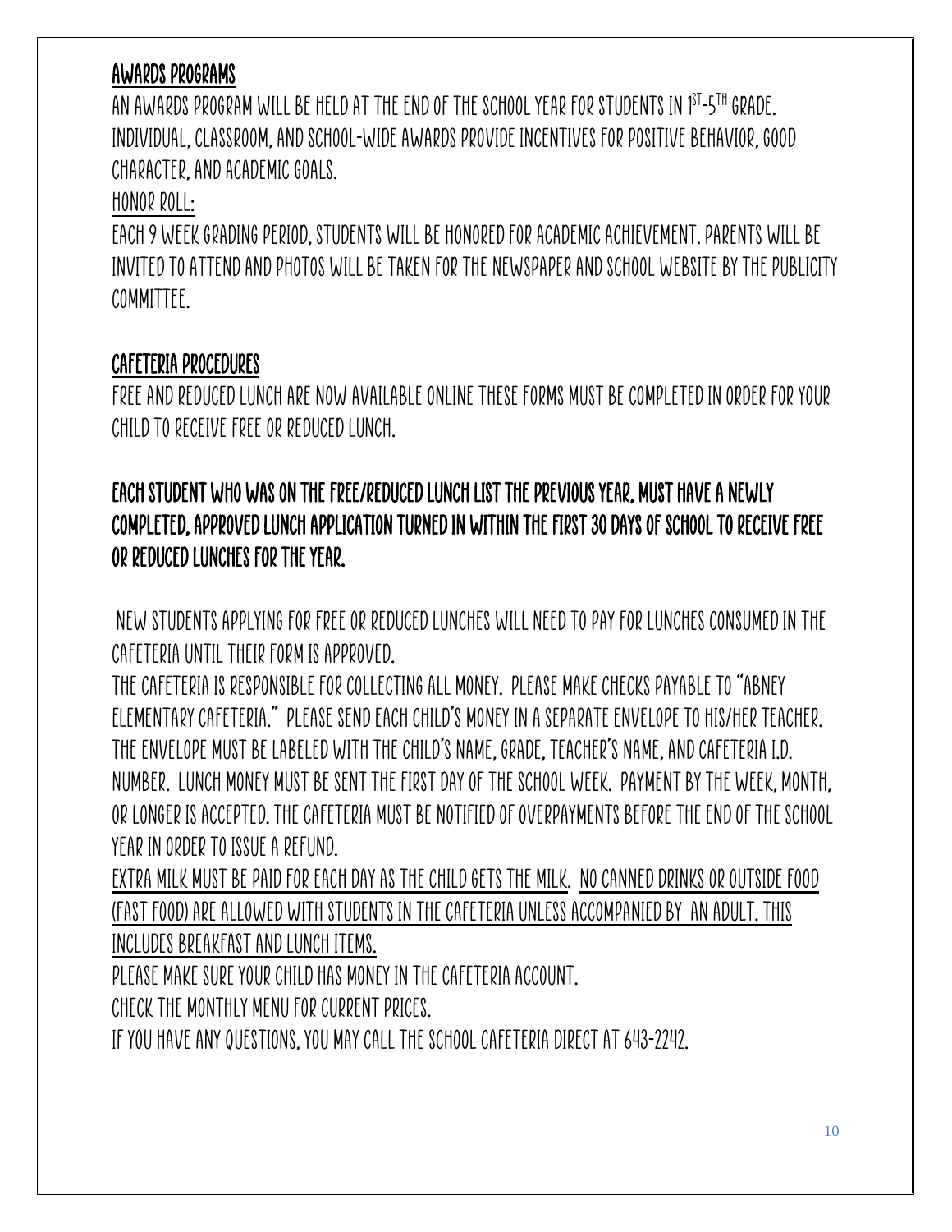## AWARDS PROGRAMS

AN AWARDS PROGRAM WILL BE HELD AT THE END OF THE SCHOOL YEAR FOR STUDENTS IN 1ST-5TH GRADE. INDIVIDUAL, CLASSROOM, AND SCHOOL-WIDE AWARDS PROVIDE INCENTIVES FOR POSITIVE BEHAVIOR, GOOD CHARACTER, AND ACADEMIC GOALS.

HONOR ROLL:

EACH 9 WEEK GRADING PERIOD, STUDENTS WILL BE HONORED FOR ACADEMIC ACHIEVEMENT. PARENTS WILL BE INVITED TO ATTEND AND PHOTOS WILL BE TAKEN FOR THE NEWSPAPER AND SCHOOL WEBSITE BY THE PUBLICITY COMMITTEE.

## CAFETERIA PROCEDURES

FREE AND REDUCED LUNCH ARE NOW AVAILABLE ONLINE THESE FORMS MUST BE COMPLETED IN ORDER FOR YOUR CHILD TO RECEIVE FREE OR REDUCED LUNCH.

**EACH STUDENT WHO WAS ON THE FREE/REDUCED LUNCH LIST THE PREVIOUS YEAR, MUST HAVE A NEWLY COMPLETED, APPROVED LUNCH APPLICATION TURNED IN WITHIN THE FIRST 30 DAYS OF SCHOOL TO RECEIVE FREE OR REDUCED LUNCHES FOR THE YEAR.**

NEW STUDENTS APPLYING FOR FREE OR REDUCED LUNCHES WILL NEED TO PAY FOR LUNCHES CONSUMED IN THE CAFETERIA UNTIL THEIR FORM IS APPROVED.

THE CAFETERIA IS RESPONSIBLE FOR COLLECTING ALL MONEY. PLEASE MAKE CHECKS PAYABLE TO "ABNEY ELEMENTARY CAFETERIA." PLEASE SEND EACH CHILD'S MONEY IN A SEPARATE ENVELOPE TO HIS/HER TEACHER. THE ENVELOPE MUST BE LABELED WITH THE CHILD'S NAME, GRADE, TEACHER'S NAME, AND CAFETERIA I.D. NUMBER. LUNCH MONEY MUST BE SENT THE FIRST DAY OF THE SCHOOL WEEK. PAYMENT BY THE WEEK, MONTH, OR LONGER IS ACCEPTED. THE CAFETERIA MUST BE NOTIFIED OF OVERPAYMENTS BEFORE THE END OF THE SCHOOL YEAR IN ORDER TO ISSUE A REFUND.

EXTRA MILK MUST BE PAID FOR EACH DAY AS THE CHILD GETS THE MILK. NO CANNED DRINKS OR OUTSIDE FOOD (FAST FOOD) ARE ALLOWED WITH STUDENTS IN THE CAFETERIA UNLESS ACCOMPANIED BY AN ADULT. THIS INCLUDES BREAKFAST AND LUNCH ITEMS.

PLEASE MAKE SURE YOUR CHILD HAS MONEY IN THE CAFETERIA ACCOUNT.

CHECK THE MONTHLY MENU FOR CURRENT PRICES.

IF YOU HAVE ANY QUESTIONS, YOU MAY CALL THE SCHOOL CAFETERIA DIRECT AT 643-2242.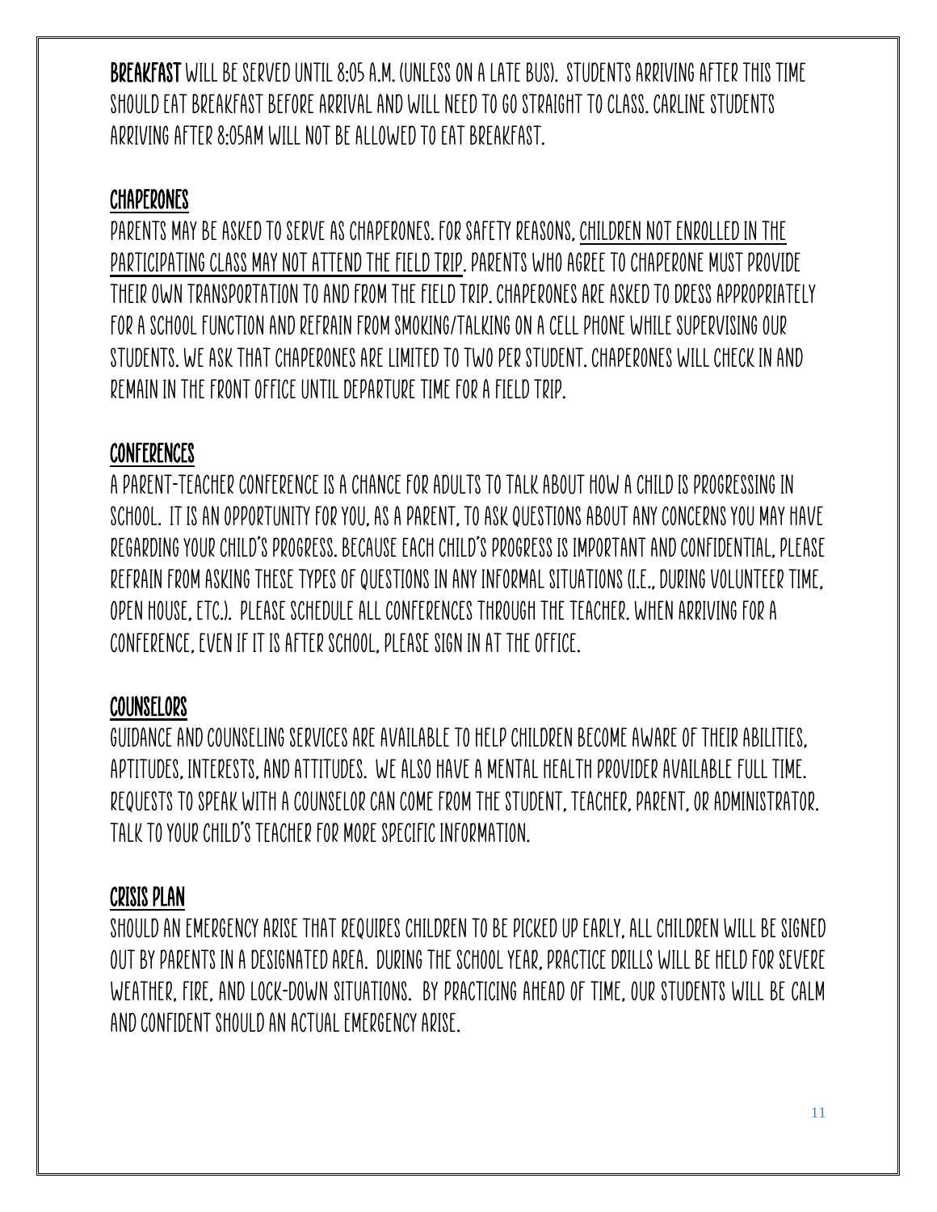**BREAKFAST** WILL BE SERVED UNTIL 8:05 A.M. (UNLESS ON A LATE BUS). STUDENTS ARRIVING AFTER THIS TIME SHOULD EAT BREAKFAST BEFORE ARRIVAL AND WILL NEED TO GO STRAIGHT TO CLASS. CARLINE STUDENTS ARRIVING AFTER 8:05AM WILL NOT BE ALLOWED TO EAT BREAKFAST.

## CHAPERONES

PARENTS MAY BE ASKED TO SERVE AS CHAPERONES. FOR SAFETY REASONS, <u>CHILDREN NOT ENROLLED IN THE PARTICIPATING CLASS MAY NOT ATTEND THE FIELD TRIP</u>. PARENTS WHO AGREE TO CHAPERONE MUST PROVIDE THEIR OWN TRANSPORTATION TO AND FROM THE FIELD TRIP. CHAPERONES ARE ASKED TO DRESS APPROPRIATELY FOR A SCHOOL FUNCTION AND REFRAIN FROM SMOKING/TALKING ON A CELL PHONE WHILE SUPERVISING OUR STUDENTS. WE ASK THAT CHAPERONES ARE LIMITED TO TWO PER STUDENT. CHAPERONES WILL CHECK IN AND REMAIN IN THE FRONT OFFICE UNTIL DEPARTURE TIME FOR A FIELD TRIP.

## CONFERENCES

A PARENT-TEACHER CONFERENCE IS A CHANCE FOR ADULTS TO TALK ABOUT HOW A CHILD IS PROGRESSING IN SCHOOL. IT IS AN OPPORTUNITY FOR YOU, AS A PARENT, TO ASK QUESTIONS ABOUT ANY CONCERNS YOU MAY HAVE REGARDING YOUR CHILD'S PROGRESS. BECAUSE EACH CHILD'S PROGRESS IS IMPORTANT AND CONFIDENTIAL, PLEASE REFRAIN FROM ASKING THESE TYPES OF QUESTIONS IN ANY INFORMAL SITUATIONS (I.E., DURING VOLUNTEER TIME, OPEN HOUSE, ETC.). PLEASE SCHEDULE ALL CONFERENCES THROUGH THE TEACHER. WHEN ARRIVING FOR A CONFERENCE, EVEN IF IT IS AFTER SCHOOL, PLEASE SIGN IN AT THE OFFICE.

## COUNSELORS

GUIDANCE AND COUNSELING SERVICES ARE AVAILABLE TO HELP CHILDREN BECOME AWARE OF THEIR ABILITIES, APTITUDES, INTERESTS, AND ATTITUDES. WE ALSO HAVE A MENTAL HEALTH PROVIDER AVAILABLE FULL TIME. REQUESTS TO SPEAK WITH A COUNSELOR CAN COME FROM THE STUDENT, TEACHER, PARENT, OR ADMINISTRATOR. TALK TO YOUR CHILD'S TEACHER FOR MORE SPECIFIC INFORMATION.

## CRISIS PLAN

SHOULD AN EMERGENCY ARISE THAT REQUIRES CHILDREN TO BE PICKED UP EARLY, ALL CHILDREN WILL BE SIGNED OUT BY PARENTS IN A DESIGNATED AREA. DURING THE SCHOOL YEAR, PRACTICE DRILLS WILL BE HELD FOR SEVERE WEATHER, FIRE, AND LOCK-DOWN SITUATIONS. BY PRACTICING AHEAD OF TIME, OUR STUDENTS WILL BE CALM AND CONFIDENT SHOULD AN ACTUAL EMERGENCY ARISE.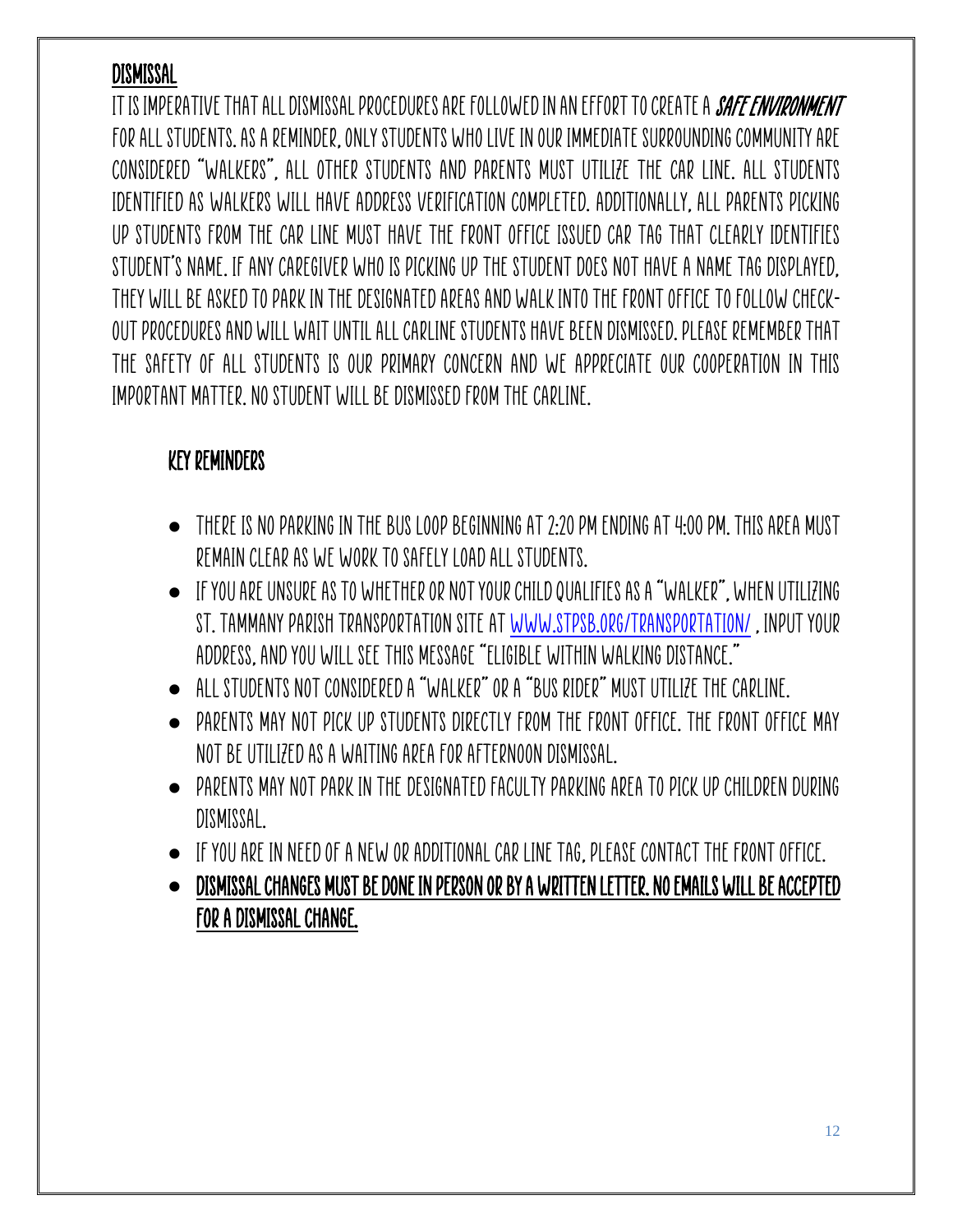## DISMISSAL

IT IS IMPERATIVE THAT ALL DISMISSAL PROCEDURES ARE FOLLOWED IN AN EFFORT TO CREATE A ***SAFE ENVIRONMENT*** FOR ALL STUDENTS. AS A REMINDER, ONLY STUDENTS WHO LIVE IN OUR IMMEDIATE SURROUNDING COMMUNITY ARE CONSIDERED "WALKERS", ALL OTHER STUDENTS AND PARENTS MUST UTILIZE THE CAR LINE. ALL STUDENTS IDENTIFIED AS WALKERS WILL HAVE ADDRESS VERIFICATION COMPLETED. ADDITIONALLY, ALL PARENTS PICKING UP STUDENTS FROM THE CAR LINE MUST HAVE THE FRONT OFFICE ISSUED CAR TAG THAT CLEARLY IDENTIFIES STUDENT'S NAME. IF ANY CAREGIVER WHO IS PICKING UP THE STUDENT DOES NOT HAVE A NAME TAG DISPLAYED, THEY WILL BE ASKED TO PARK IN THE DESIGNATED AREAS AND WALK INTO THE FRONT OFFICE TO FOLLOW CHECK-OUT PROCEDURES AND WILL WAIT UNTIL ALL CARLINE STUDENTS HAVE BEEN DISMISSED. PLEASE REMEMBER THAT THE SAFETY OF ALL STUDENTS IS OUR PRIMARY CONCERN AND WE APPRECIATE OUR COOPERATION IN THIS IMPORTANT MATTER. NO STUDENT WILL BE DISMISSED FROM THE CARLINE.

### KEY REMINDERS

- THERE IS NO PARKING IN THE BUS LOOP BEGINNING AT 2:20 PM ENDING AT 4:00 PM. THIS AREA MUST REMAIN CLEAR AS WE WORK TO SAFELY LOAD ALL STUDENTS.
- IF YOU ARE UNSURE AS TO WHETHER OR NOT YOUR CHILD QUALIFIES AS A "WALKER", WHEN UTILIZING ST. TAMMANY PARISH TRANSPORTATION SITE AT [WWW.STPSB.ORG/TRANSPORTATION/](http://www.stpsb.org/transportation/) , INPUT YOUR ADDRESS, AND YOU WILL SEE THIS MESSAGE "ELIGIBLE WITHIN WALKING DISTANCE."
- ALL STUDENTS NOT CONSIDERED A "WALKER" OR A "BUS RIDER" MUST UTILIZE THE CARLINE.
- PARENTS MAY NOT PICK UP STUDENTS DIRECTLY FROM THE FRONT OFFICE. THE FRONT OFFICE MAY NOT BE UTILIZED AS A WAITING AREA FOR AFTERNOON DISMISSAL.
- PARENTS MAY NOT PARK IN THE DESIGNATED FACULTY PARKING AREA TO PICK UP CHILDREN DURING DISMISSAL.
- IF YOU ARE IN NEED OF A NEW OR ADDITIONAL CAR LINE TAG, PLEASE CONTACT THE FRONT OFFICE.
- **DISMISSAL CHANGES MUST BE DONE IN PERSON OR BY A WRITTEN LETTER. NO EMAILS WILL BE ACCEPTED FOR A DISMISSAL CHANGE.**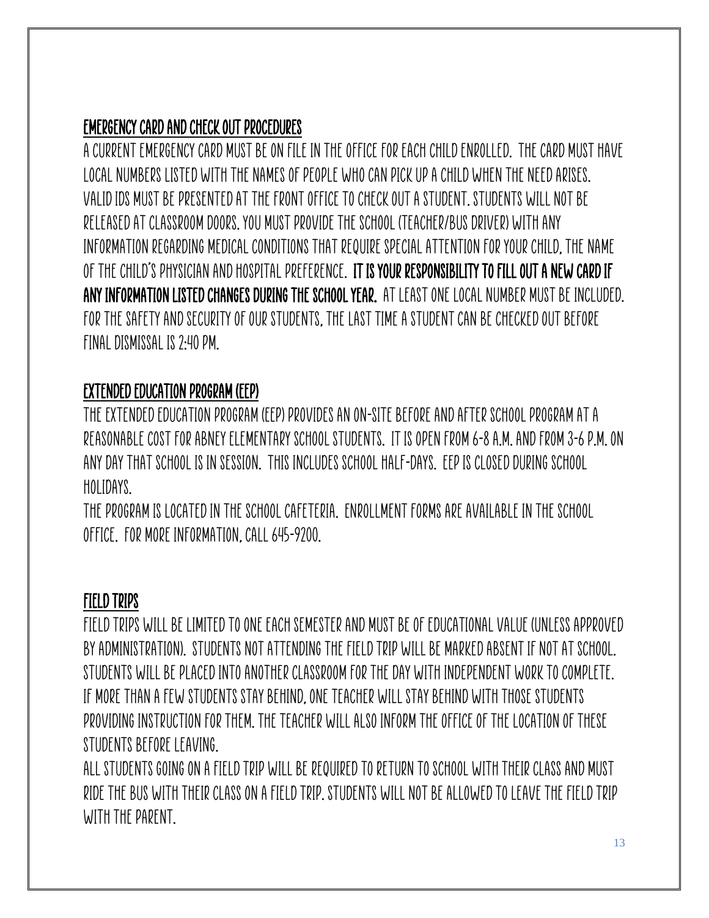## EMERGENCY CARD AND CHECK OUT PROCEDURES

A CURRENT EMERGENCY CARD MUST BE ON FILE IN THE OFFICE FOR EACH CHILD ENROLLED. THE CARD MUST HAVE LOCAL NUMBERS LISTED WITH THE NAMES OF PEOPLE WHO CAN PICK UP A CHILD WHEN THE NEED ARISES. VALID IDS MUST BE PRESENTED AT THE FRONT OFFICE TO CHECK OUT A STUDENT. STUDENTS WILL NOT BE RELEASED AT CLASSROOM DOORS. YOU MUST PROVIDE THE SCHOOL (TEACHER/BUS DRIVER) WITH ANY INFORMATION REGARDING MEDICAL CONDITIONS THAT REQUIRE SPECIAL ATTENTION FOR YOUR CHILD, THE NAME OF THE CHILD'S PHYSICIAN AND HOSPITAL PREFERENCE. **IT IS YOUR RESPONSIBILITY TO FILL OUT A NEW CARD IF ANY INFORMATION LISTED CHANGES DURING THE SCHOOL YEAR.** AT LEAST ONE LOCAL NUMBER MUST BE INCLUDED. FOR THE SAFETY AND SECURITY OF OUR STUDENTS, THE LAST TIME A STUDENT CAN BE CHECKED OUT BEFORE FINAL DISMISSAL IS 2:40 PM.

## EXTENDED EDUCATION PROGRAM (EEP)

THE EXTENDED EDUCATION PROGRAM (EEP) PROVIDES AN ON-SITE BEFORE AND AFTER SCHOOL PROGRAM AT A REASONABLE COST FOR ABNEY ELEMENTARY SCHOOL STUDENTS. IT IS OPEN FROM 6-8 A.M. AND FROM 3-6 P.M. ON ANY DAY THAT SCHOOL IS IN SESSION. THIS INCLUDES SCHOOL HALF-DAYS. EEP IS CLOSED DURING SCHOOL HOLIDAYS.

THE PROGRAM IS LOCATED IN THE SCHOOL CAFETERIA. ENROLLMENT FORMS ARE AVAILABLE IN THE SCHOOL OFFICE. FOR MORE INFORMATION, CALL 645-9200.

## FIELD TRIPS

FIELD TRIPS WILL BE LIMITED TO ONE EACH SEMESTER AND MUST BE OF EDUCATIONAL VALUE (UNLESS APPROVED BY ADMINISTRATION). STUDENTS NOT ATTENDING THE FIELD TRIP WILL BE MARKED ABSENT IF NOT AT SCHOOL. STUDENTS WILL BE PLACED INTO ANOTHER CLASSROOM FOR THE DAY WITH INDEPENDENT WORK TO COMPLETE. IF MORE THAN A FEW STUDENTS STAY BEHIND, ONE TEACHER WILL STAY BEHIND WITH THOSE STUDENTS PROVIDING INSTRUCTION FOR THEM. THE TEACHER WILL ALSO INFORM THE OFFICE OF THE LOCATION OF THESE STUDENTS BEFORE LEAVING.

ALL STUDENTS GOING ON A FIELD TRIP WILL BE REQUIRED TO RETURN TO SCHOOL WITH THEIR CLASS AND MUST RIDE THE BUS WITH THEIR CLASS ON A FIELD TRIP. STUDENTS WILL NOT BE ALLOWED TO LEAVE THE FIELD TRIP WITH THE PARENT.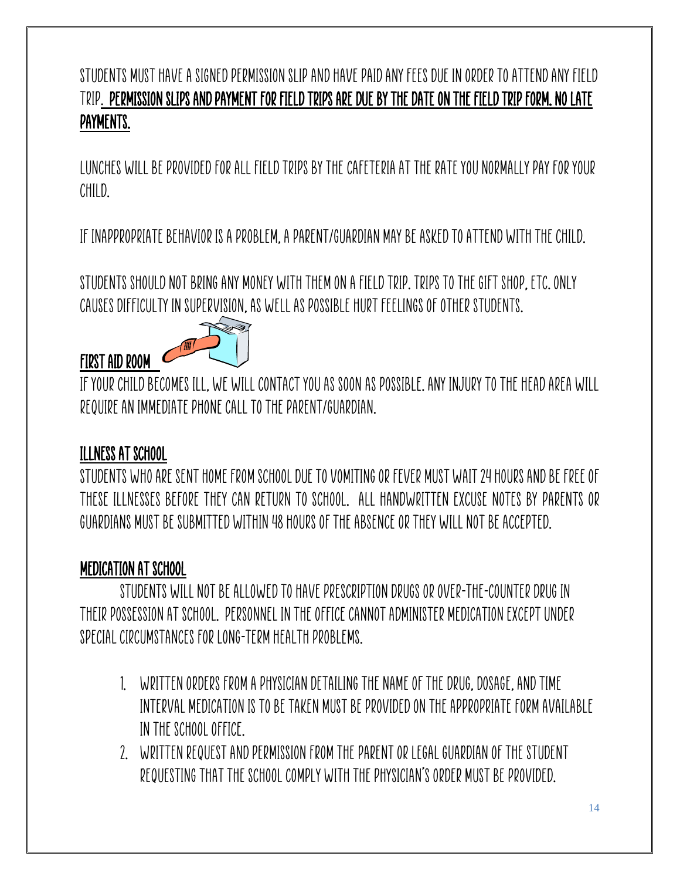STUDENTS MUST HAVE A SIGNED PERMISSION SLIP AND HAVE PAID ANY FEES DUE IN ORDER TO ATTEND ANY FIELD TRIP. **PERMISSION SLIPS AND PAYMENT FOR FIELD TRIPS ARE DUE BY THE DATE ON THE FIELD TRIP FORM. NO LATE PAYMENTS.**

LUNCHES WILL BE PROVIDED FOR ALL FIELD TRIPS BY THE CAFETERIA AT THE RATE YOU NORMALLY PAY FOR YOUR CHILD.

IF INAPPROPRIATE BEHAVIOR IS A PROBLEM, A PARENT/GUARDIAN MAY BE ASKED TO ATTEND WITH THE CHILD.

STUDENTS SHOULD NOT BRING ANY MONEY WITH THEM ON A FIELD TRIP. TRIPS TO THE GIFT SHOP, ETC. ONLY CAUSES DIFFICULTY IN SUPERVISION, AS WELL AS POSSIBLE HURT FEELINGS OF OTHER STUDENTS.

## FIRST AID ROOM

IF YOUR CHILD BECOMES ILL, WE WILL CONTACT YOU AS SOON AS POSSIBLE. ANY INJURY TO THE HEAD AREA WILL REQUIRE AN IMMEDIATE PHONE CALL TO THE PARENT/GUARDIAN.

## ILLNESS AT SCHOOL

STUDENTS WHO ARE SENT HOME FROM SCHOOL DUE TO VOMITING OR FEVER MUST WAIT 24 HOURS AND BE FREE OF THESE ILLNESSES BEFORE THEY CAN RETURN TO SCHOOL. ALL HANDWRITTEN EXCUSE NOTES BY PARENTS OR GUARDIANS MUST BE SUBMITTED WITHIN 48 HOURS OF THE ABSENCE OR THEY WILL NOT BE ACCEPTED.

## MEDICATION AT SCHOOL

STUDENTS WILL NOT BE ALLOWED TO HAVE PRESCRIPTION DRUGS OR OVER-THE-COUNTER DRUG IN THEIR POSSESSION AT SCHOOL. PERSONNEL IN THE OFFICE CANNOT ADMINISTER MEDICATION EXCEPT UNDER SPECIAL CIRCUMSTANCES FOR LONG-TERM HEALTH PROBLEMS.

1. WRITTEN ORDERS FROM A PHYSICIAN DETAILING THE NAME OF THE DRUG, DOSAGE, AND TIME INTERVAL MEDICATION IS TO BE TAKEN MUST BE PROVIDED ON THE APPROPRIATE FORM AVAILABLE IN THE SCHOOL OFFICE.
2. WRITTEN REQUEST AND PERMISSION FROM THE PARENT OR LEGAL GUARDIAN OF THE STUDENT REQUESTING THAT THE SCHOOL COMPLY WITH THE PHYSICIAN'S ORDER MUST BE PROVIDED.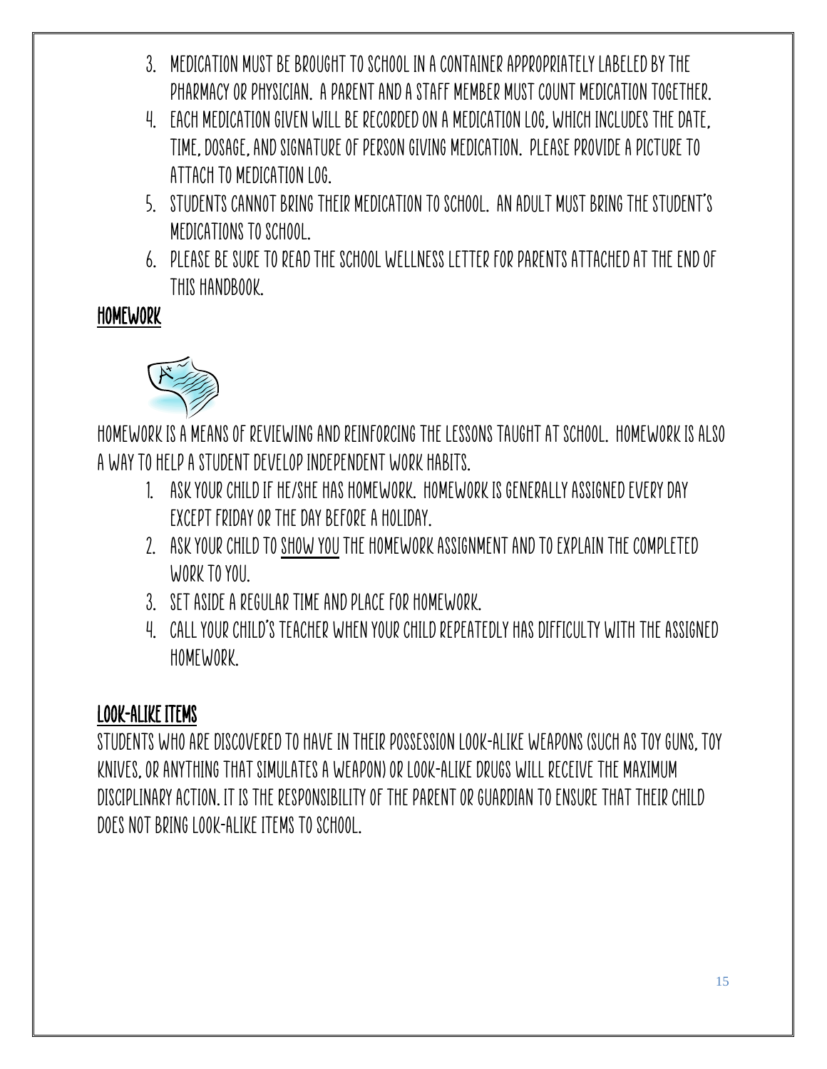3. MEDICATION MUST BE BROUGHT TO SCHOOL IN A CONTAINER APPROPRIATELY LABELED BY THE PHARMACY OR PHYSICIAN. A PARENT AND A STAFF MEMBER MUST COUNT MEDICATION TOGETHER.
4. EACH MEDICATION GIVEN WILL BE RECORDED ON A MEDICATION LOG, WHICH INCLUDES THE DATE, TIME, DOSAGE, AND SIGNATURE OF PERSON GIVING MEDICATION. PLEASE PROVIDE A PICTURE TO ATTACH TO MEDICATION LOG.
5. STUDENTS CANNOT BRING THEIR MEDICATION TO SCHOOL. AN ADULT MUST BRING THE STUDENT'S MEDICATIONS TO SCHOOL.
6. PLEASE BE SURE TO READ THE SCHOOL WELLNESS LETTER FOR PARENTS ATTACHED AT THE END OF THIS HANDBOOK.

## HOMEWORK

HOMEWORK IS A MEANS OF REVIEWING AND REINFORCING THE LESSONS TAUGHT AT SCHOOL. HOMEWORK IS ALSO A WAY TO HELP A STUDENT DEVELOP INDEPENDENT WORK HABITS.

1. ASK YOUR CHILD IF HE/SHE HAS HOMEWORK. HOMEWORK IS GENERALLY ASSIGNED EVERY DAY EXCEPT FRIDAY OR THE DAY BEFORE A HOLIDAY.
2. ASK YOUR CHILD TO SHOW YOU THE HOMEWORK ASSIGNMENT AND TO EXPLAIN THE COMPLETED WORK TO YOU.
3. SET ASIDE A REGULAR TIME AND PLACE FOR HOMEWORK.
4. CALL YOUR CHILD'S TEACHER WHEN YOUR CHILD REPEATEDLY HAS DIFFICULTY WITH THE ASSIGNED HOMEWORK.

## LOOK-ALIKE ITEMS

STUDENTS WHO ARE DISCOVERED TO HAVE IN THEIR POSSESSION LOOK-ALIKE WEAPONS (SUCH AS TOY GUNS, TOY KNIVES, OR ANYTHING THAT SIMULATES A WEAPON) OR LOOK-ALIKE DRUGS WILL RECEIVE THE MAXIMUM DISCIPLINARY ACTION. IT IS THE RESPONSIBILITY OF THE PARENT OR GUARDIAN TO ENSURE THAT THEIR CHILD DOES NOT BRING LOOK-ALIKE ITEMS TO SCHOOL.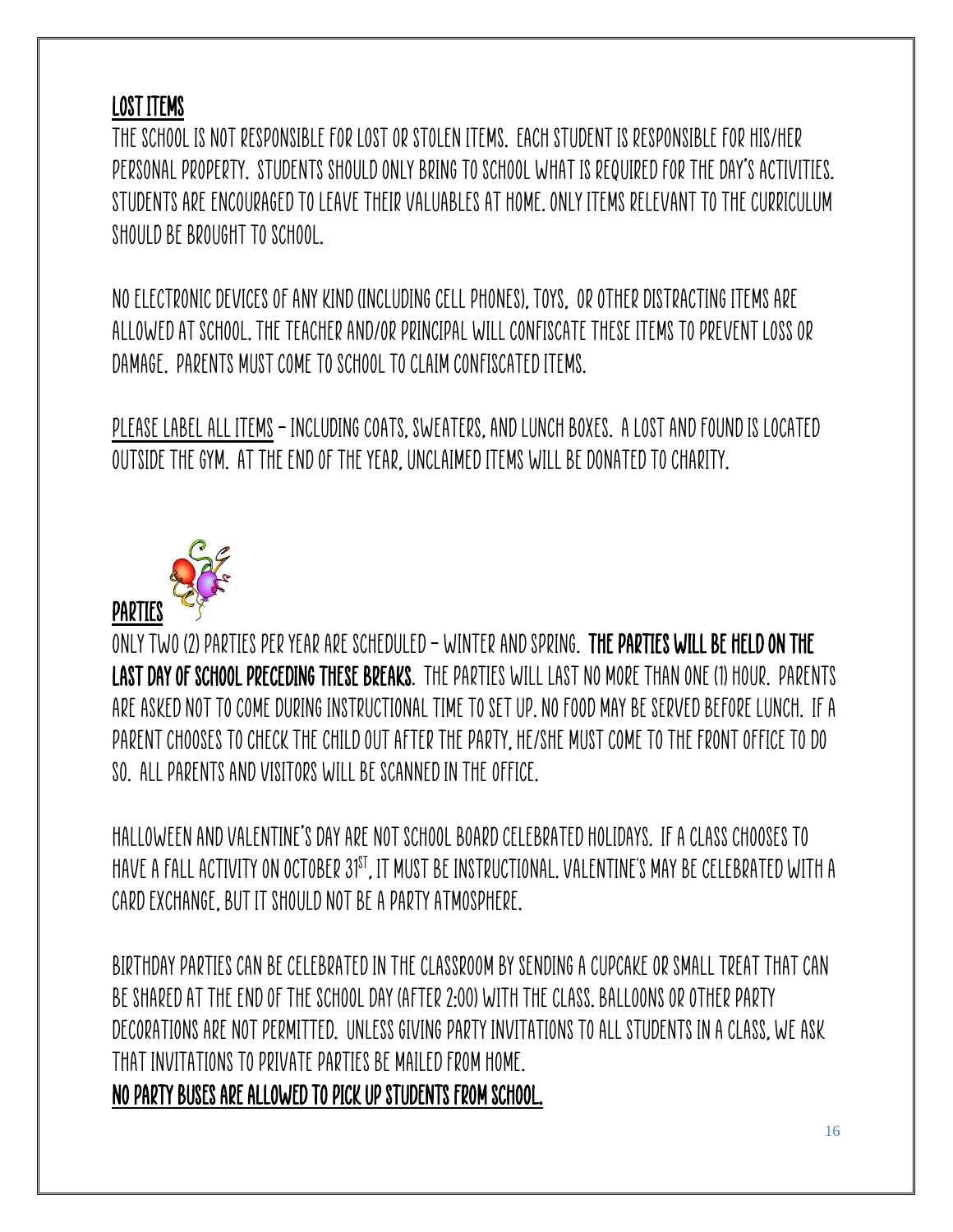## LOST ITEMS

THE SCHOOL IS NOT RESPONSIBLE FOR LOST OR STOLEN ITEMS. EACH STUDENT IS RESPONSIBLE FOR HIS/HER PERSONAL PROPERTY. STUDENTS SHOULD ONLY BRING TO SCHOOL WHAT IS REQUIRED FOR THE DAY'S ACTIVITIES. STUDENTS ARE ENCOURAGED TO LEAVE THEIR VALUABLES AT HOME. ONLY ITEMS RELEVANT TO THE CURRICULUM SHOULD BE BROUGHT TO SCHOOL.

NO ELECTRONIC DEVICES OF ANY KIND (INCLUDING CELL PHONES), TOYS, OR OTHER DISTRACTING ITEMS ARE ALLOWED AT SCHOOL. THE TEACHER AND/OR PRINCIPAL WILL CONFISCATE THESE ITEMS TO PREVENT LOSS OR DAMAGE. PARENTS MUST COME TO SCHOOL TO CLAIM CONFISCATED ITEMS.

PLEASE LABEL ALL ITEMS – INCLUDING COATS, SWEATERS, AND LUNCH BOXES. A LOST AND FOUND IS LOCATED OUTSIDE THE GYM. AT THE END OF THE YEAR, UNCLAIMED ITEMS WILL BE DONATED TO CHARITY.

## PARTIES

ONLY TWO (2) PARTIES PER YEAR ARE SCHEDULED – WINTER AND SPRING. **THE PARTIES WILL BE HELD ON THE LAST DAY OF SCHOOL PRECEDING THESE BREAKS.** THE PARTIES WILL LAST NO MORE THAN ONE (1) HOUR. PARENTS ARE ASKED NOT TO COME DURING INSTRUCTIONAL TIME TO SET UP. NO FOOD MAY BE SERVED BEFORE LUNCH. IF A PARENT CHOOSES TO CHECK THE CHILD OUT AFTER THE PARTY, HE/SHE MUST COME TO THE FRONT OFFICE TO DO SO. ALL PARENTS AND VISITORS WILL BE SCANNED IN THE OFFICE.

HALLOWEEN AND VALENTINE'S DAY ARE NOT SCHOOL BOARD CELEBRATED HOLIDAYS. IF A CLASS CHOOSES TO HAVE A FALL ACTIVITY ON OCTOBER 31ST, IT MUST BE INSTRUCTIONAL. VALENTINE'S MAY BE CELEBRATED WITH A CARD EXCHANGE, BUT IT SHOULD NOT BE A PARTY ATMOSPHERE.

BIRTHDAY PARTIES CAN BE CELEBRATED IN THE CLASSROOM BY SENDING A CUPCAKE OR SMALL TREAT THAT CAN BE SHARED AT THE END OF THE SCHOOL DAY (AFTER 2:00) WITH THE CLASS. BALLOONS OR OTHER PARTY DECORATIONS ARE NOT PERMITTED. UNLESS GIVING PARTY INVITATIONS TO ALL STUDENTS IN A CLASS, WE ASK THAT INVITATIONS TO PRIVATE PARTIES BE MAILED FROM HOME.

**NO PARTY BUSES ARE ALLOWED TO PICK UP STUDENTS FROM SCHOOL.**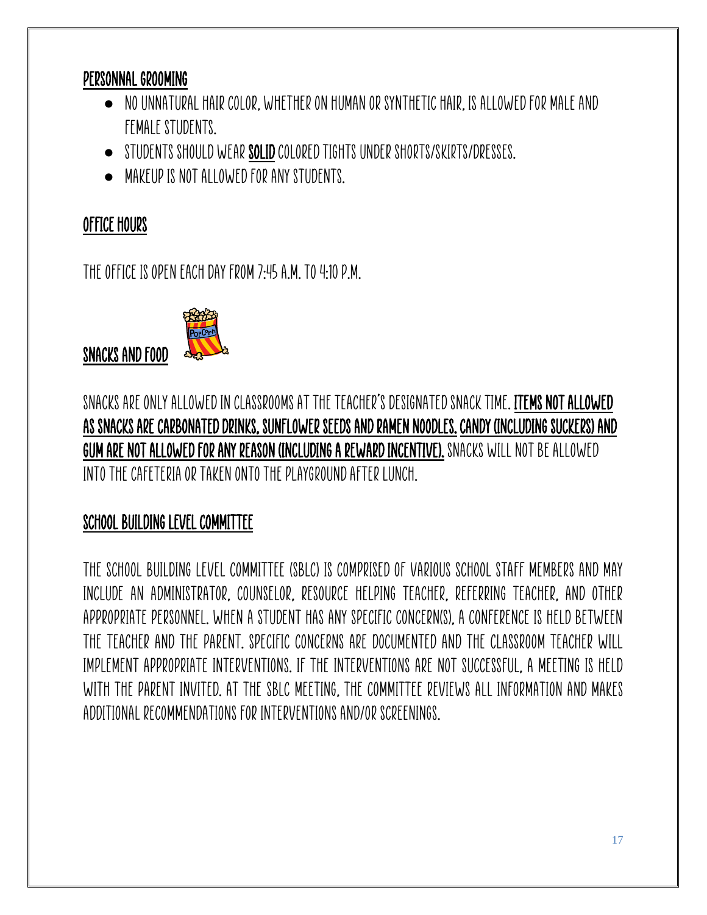## Personnal Grooming

- No unnatural hair color, whether on human or synthetic hair, is allowed for male and female students.
- Students should wear **solid** colored tights under shorts/skirts/dresses.
- Makeup is not allowed for any students.

## Office Hours

The office is open each day from 7:45 a.m. to 4:10 p.m.

## Snacks and Food

Snacks are only allowed in classrooms at the teacher's designated snack time. **Items not allowed as snacks are carbonated drinks, sunflower seeds and ramen noodles. Candy (including suckers) and gum are not allowed for any reason (including a reward incentive).** Snacks will not be allowed into the cafeteria or taken onto the playground after lunch.

## School Building Level Committee

The School Building Level Committee (SBLC) is comprised of various school staff members and may include an administrator, counselor, resource helping teacher, referring teacher, and other appropriate personnel. When a student has any specific concern(s), a conference is held between the teacher and the parent. Specific concerns are documented and the classroom teacher will implement appropriate interventions. If the interventions are not successful, a meeting is held with the parent invited. At the SBLC meeting, the committee reviews all information and makes additional recommendations for interventions and/or screenings.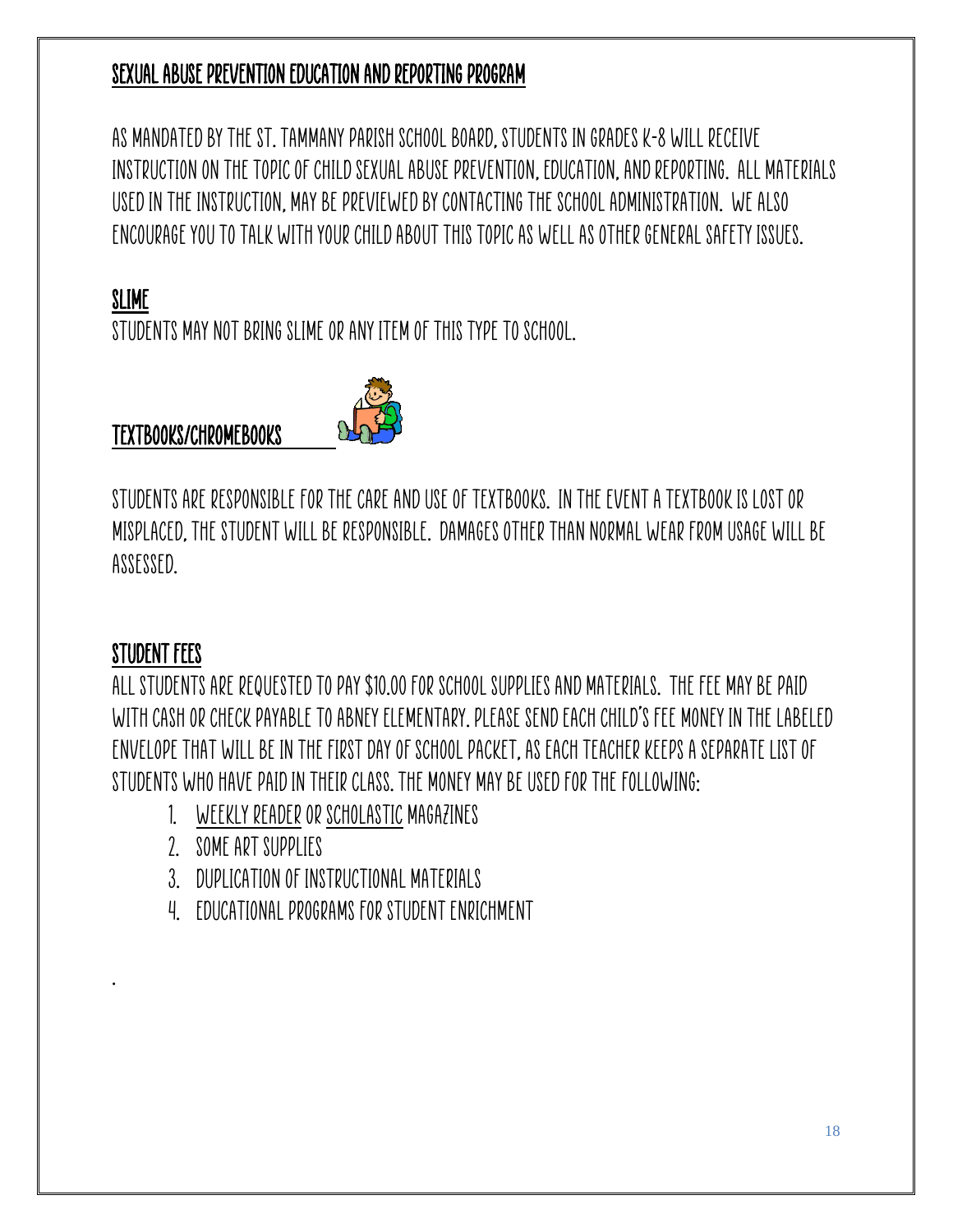## SEXUAL ABUSE PREVENTION EDUCATION AND REPORTING PROGRAM

AS MANDATED BY THE ST. TAMMANY PARISH SCHOOL BOARD, STUDENTS IN GRADES K-8 WILL RECEIVE INSTRUCTION ON THE TOPIC OF CHILD SEXUAL ABUSE PREVENTION, EDUCATION, AND REPORTING. ALL MATERIALS USED IN THE INSTRUCTION, MAY BE PREVIEWED BY CONTACTING THE SCHOOL ADMINISTRATION. WE ALSO ENCOURAGE YOU TO TALK WITH YOUR CHILD ABOUT THIS TOPIC AS WELL AS OTHER GENERAL SAFETY ISSUES.

## SLIME

STUDENTS MAY NOT BRING SLIME OR ANY ITEM OF THIS TYPE TO SCHOOL.

## TEXTBOOKS/CHROMEBOOKS

STUDENTS ARE RESPONSIBLE FOR THE CARE AND USE OF TEXTBOOKS. IN THE EVENT A TEXTBOOK IS LOST OR MISPLACED, THE STUDENT WILL BE RESPONSIBLE. DAMAGES OTHER THAN NORMAL WEAR FROM USAGE WILL BE ASSESSED.

## STUDENT FEES

ALL STUDENTS ARE REQUESTED TO PAY $10.00 FOR SCHOOL SUPPLIES AND MATERIALS. THE FEE MAY BE PAID WITH CASH OR CHECK PAYABLE TO ABNEY ELEMENTARY. PLEASE SEND EACH CHILD'S FEE MONEY IN THE LABELED ENVELOPE THAT WILL BE IN THE FIRST DAY OF SCHOOL PACKET, AS EACH TEACHER KEEPS A SEPARATE LIST OF STUDENTS WHO HAVE PAID IN THEIR CLASS. THE MONEY MAY BE USED FOR THE FOLLOWING:

1. WEEKLY READER OR SCHOLASTIC MAGAZINES
2. SOME ART SUPPLIES
3. DUPLICATION OF INSTRUCTIONAL MATERIALS
4. EDUCATIONAL PROGRAMS FOR STUDENT ENRICHMENT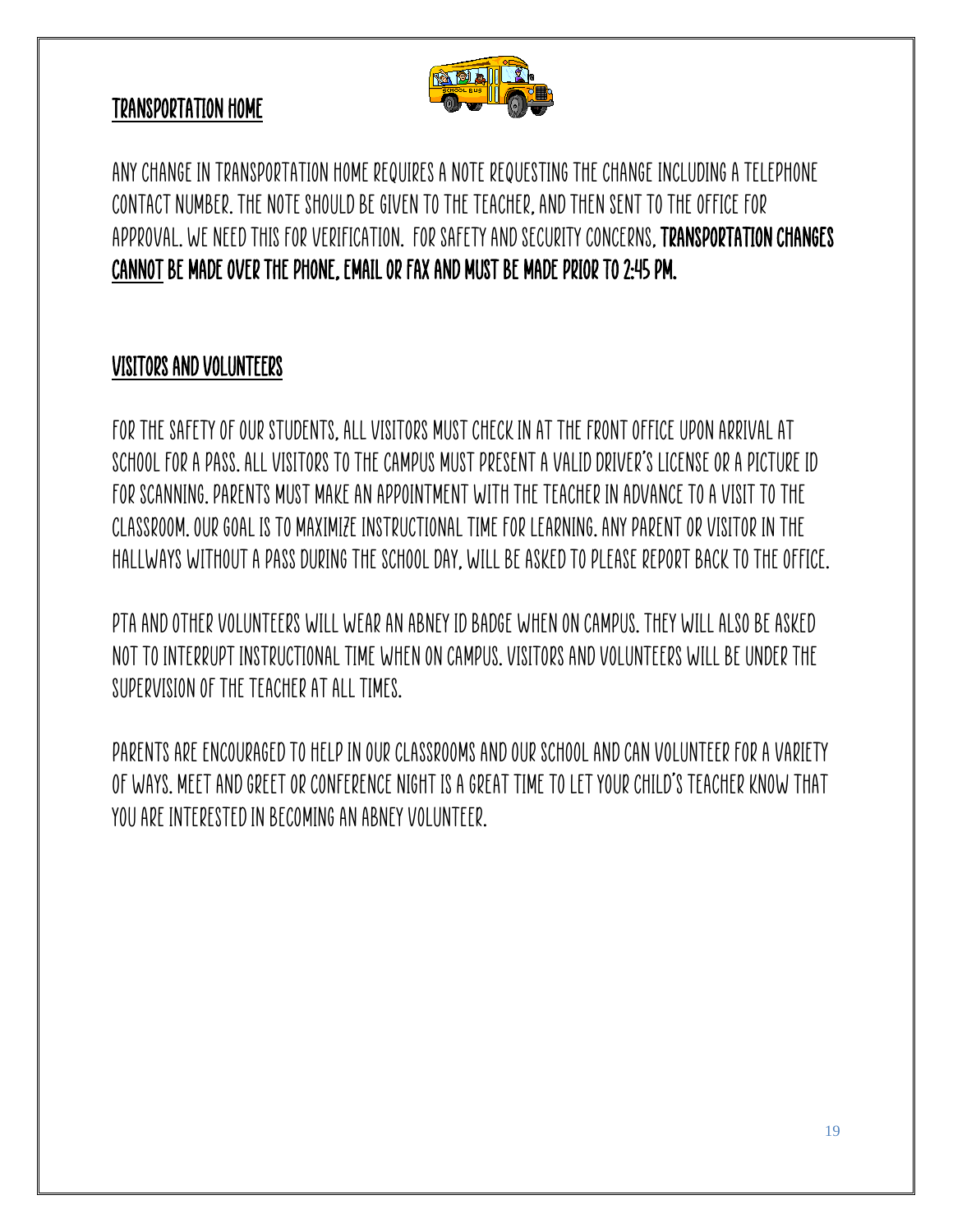## Transportation Home

Any change in transportation home requires a note requesting the change including a telephone contact number. The note should be given to the teacher, and then sent to the office for approval. We need this for verification. For safety and security concerns, **transportation changes <u>cannot</u> be made over the phone, email or fax and must be made prior to 2:45 pm.**

## Visitors and Volunteers

For the safety of our students, all visitors must check in at the front office upon arrival at school for a pass. All visitors to the campus must present a valid driver's license or a picture ID for scanning. Parents must make an appointment with the teacher in advance to a visit to the classroom. Our goal is to maximize instructional time for learning. Any parent or visitor in the hallways without a pass during the school day, will be asked to please report back to the office.

PTA and other volunteers will wear an Abney ID badge when on campus. They will also be asked not to interrupt instructional time when on campus. Visitors and volunteers will be under the supervision of the teacher at all times.

Parents are encouraged to help in our classrooms and our school and can volunteer for a variety of ways. Meet and Greet or Conference Night is a great time to let your child's teacher know that you are interested in becoming an Abney volunteer.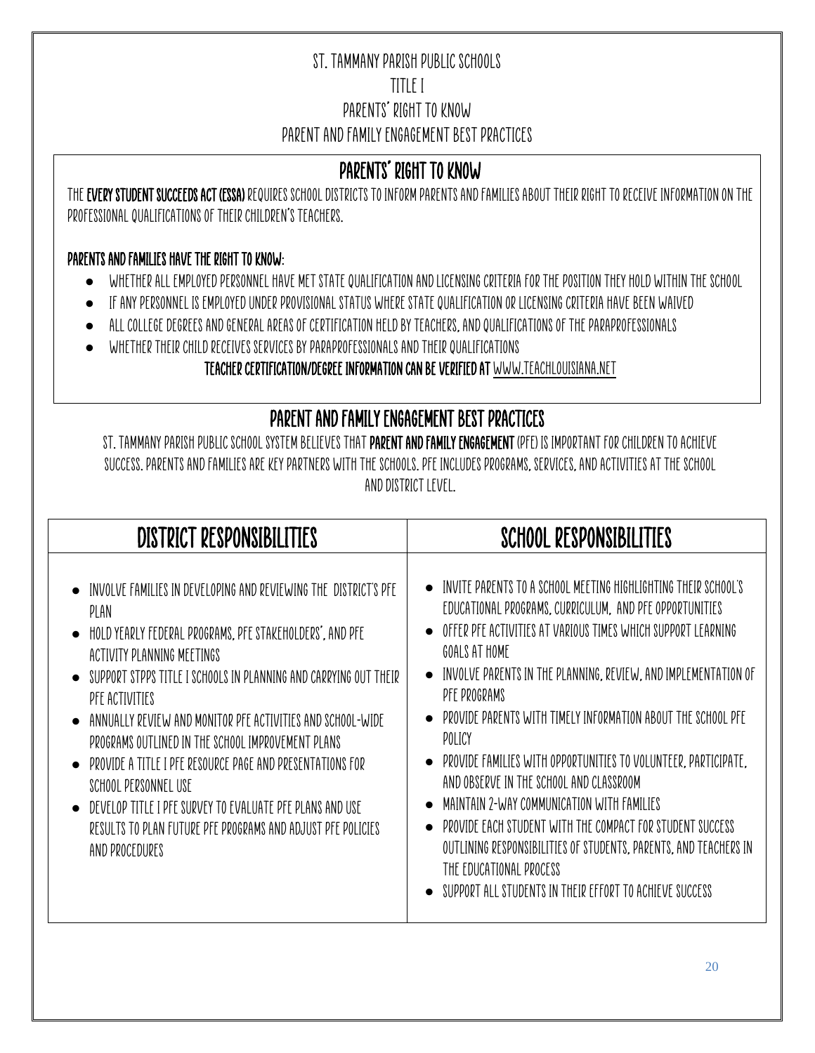# ST. TAMMANY PARISH PUBLIC SCHOOLS
# TITLE I
# PARENTS' RIGHT TO KNOW
# PARENT AND FAMILY ENGAGEMENT BEST PRACTICES

## PARENTS' RIGHT TO KNOW

THE **EVERY STUDENT SUCCEEDS ACT (ESSA)** REQUIRES SCHOOL DISTRICTS TO INFORM PARENTS AND FAMILIES ABOUT THEIR RIGHT TO RECEIVE INFORMATION ON THE PROFESSIONAL QUALIFICATIONS OF THEIR CHILDREN'S TEACHERS.

**PARENTS AND FAMILIES HAVE THE RIGHT TO KNOW:**

- WHETHER ALL EMPLOYED PERSONNEL HAVE MET STATE QUALIFICATION AND LICENSING CRITERIA FOR THE POSITION THEY HOLD WITHIN THE SCHOOL
- IF ANY PERSONNEL IS EMPLOYED UNDER PROVISIONAL STATUS WHERE STATE QUALIFICATION OR LICENSING CRITERIA HAVE BEEN WAIVED
- ALL COLLEGE DEGREES AND GENERAL AREAS OF CERTIFICATION HELD BY TEACHERS, AND QUALIFICATIONS OF THE PARAPROFESSIONALS
- WHETHER THEIR CHILD RECEIVES SERVICES BY PARAPROFESSIONALS AND THEIR QUALIFICATIONS

**TEACHER CERTIFICATION/DEGREE INFORMATION CAN BE VERIFIED AT** WWW.TEACHLOUISIANA.NET

## PARENT AND FAMILY ENGAGEMENT BEST PRACTICES

ST. TAMMANY PARISH PUBLIC SCHOOL SYSTEM BELIEVES THAT **PARENT AND FAMILY ENGAGEMENT** (PFE) IS IMPORTANT FOR CHILDREN TO ACHIEVE SUCCESS. PARENTS AND FAMILIES ARE KEY PARTNERS WITH THE SCHOOLS. PFE INCLUDES PROGRAMS, SERVICES, AND ACTIVITIES AT THE SCHOOL AND DISTRICT LEVEL.

### DISTRICT RESPONSIBILITIES

- INVOLVE FAMILIES IN DEVELOPING AND REVIEWING THE DISTRICT'S PFE PLAN
- HOLD YEARLY FEDERAL PROGRAMS, PFE STAKEHOLDERS', AND PFE ACTIVITY PLANNING MEETINGS
- SUPPORT STPPS TITLE I SCHOOLS IN PLANNING AND CARRYING OUT THEIR PFE ACTIVITIES
- ANNUALLY REVIEW AND MONITOR PFE ACTIVITIES AND SCHOOL-WIDE PROGRAMS OUTLINED IN THE SCHOOL IMPROVEMENT PLANS
- PROVIDE A TITLE I PFE RESOURCE PAGE AND PRESENTATIONS FOR SCHOOL PERSONNEL USE
- DEVELOP TITLE I PFE SURVEY TO EVALUATE PFE PLANS AND USE RESULTS TO PLAN FUTURE PFE PROGRAMS AND ADJUST PFE POLICIES AND PROCEDURES

### SCHOOL RESPONSIBILITIES

- INVITE PARENTS TO A SCHOOL MEETING HIGHLIGHTING THEIR SCHOOL'S EDUCATIONAL PROGRAMS, CURRICULUM, AND PFE OPPORTUNITIES
- OFFER PFE ACTIVITIES AT VARIOUS TIMES WHICH SUPPORT LEARNING GOALS AT HOME
- INVOLVE PARENTS IN THE PLANNING, REVIEW, AND IMPLEMENTATION OF PFE PROGRAMS
- PROVIDE PARENTS WITH TIMELY INFORMATION ABOUT THE SCHOOL PFE POLICY
- PROVIDE FAMILIES WITH OPPORTUNITIES TO VOLUNTEER, PARTICIPATE, AND OBSERVE IN THE SCHOOL AND CLASSROOM
- MAINTAIN 2-WAY COMMUNICATION WITH FAMILIES
- PROVIDE EACH STUDENT WITH THE COMPACT FOR STUDENT SUCCESS OUTLINING RESPONSIBILITIES OF STUDENTS, PARENTS, AND TEACHERS IN THE EDUCATIONAL PROCESS
- SUPPORT ALL STUDENTS IN THEIR EFFORT TO ACHIEVE SUCCESS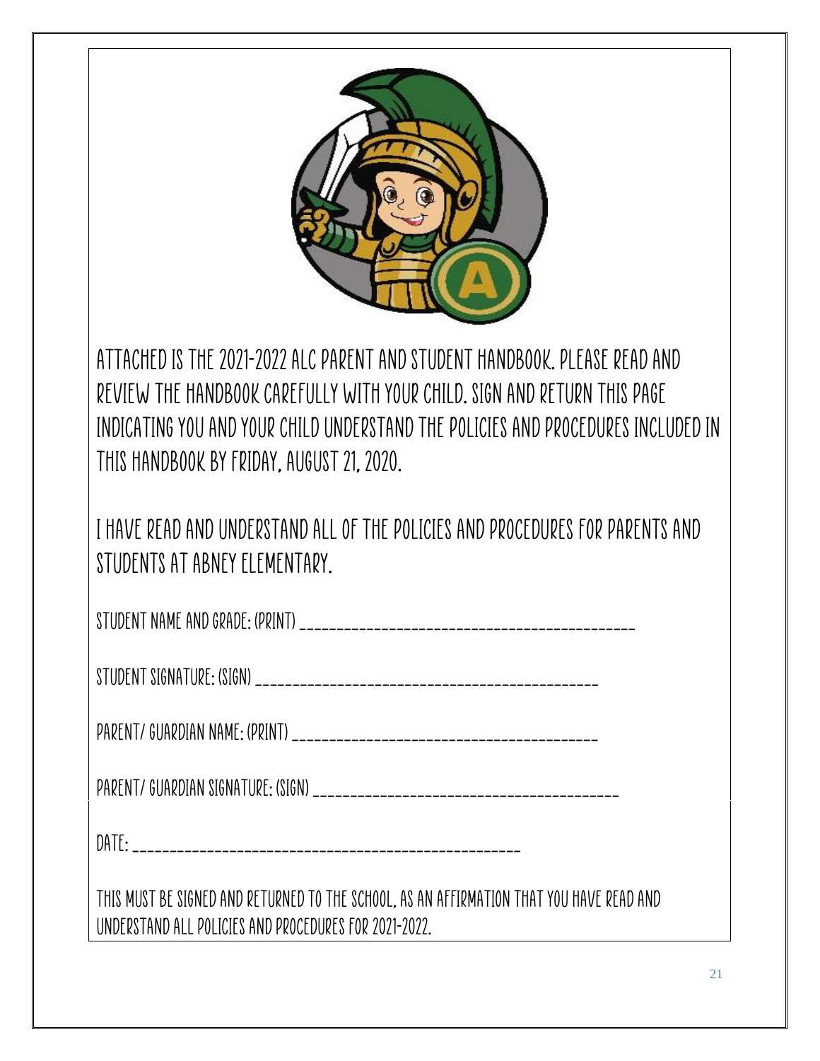ATTACHED IS THE 2021-2022 ALC PARENT AND STUDENT HANDBOOK. PLEASE READ AND REVIEW THE HANDBOOK CAREFULLY WITH YOUR CHILD. SIGN AND RETURN THIS PAGE INDICATING YOU AND YOUR CHILD UNDERSTAND THE POLICIES AND PROCEDURES INCLUDED IN THIS HANDBOOK BY FRIDAY, AUGUST 21, 2020.

I HAVE READ AND UNDERSTAND ALL OF THE POLICIES AND PROCEDURES FOR PARENTS AND STUDENTS AT ABNEY ELEMENTARY.

STUDENT NAME AND GRADE: (PRINT) ___________________________________________

STUDENT SIGNATURE: (SIGN) ___________________________________________

PARENT/ GUARDIAN NAME: (PRINT) ______________________________________

PARENT/ GUARDIAN SIGNATURE: (SIGN) ______________________________________

DATE: __________________________________________________

THIS MUST BE SIGNED AND RETURNED TO THE SCHOOL, AS AN AFFIRMATION THAT YOU HAVE READ AND UNDERSTAND ALL POLICIES AND PROCEDURES FOR 2021-2022.